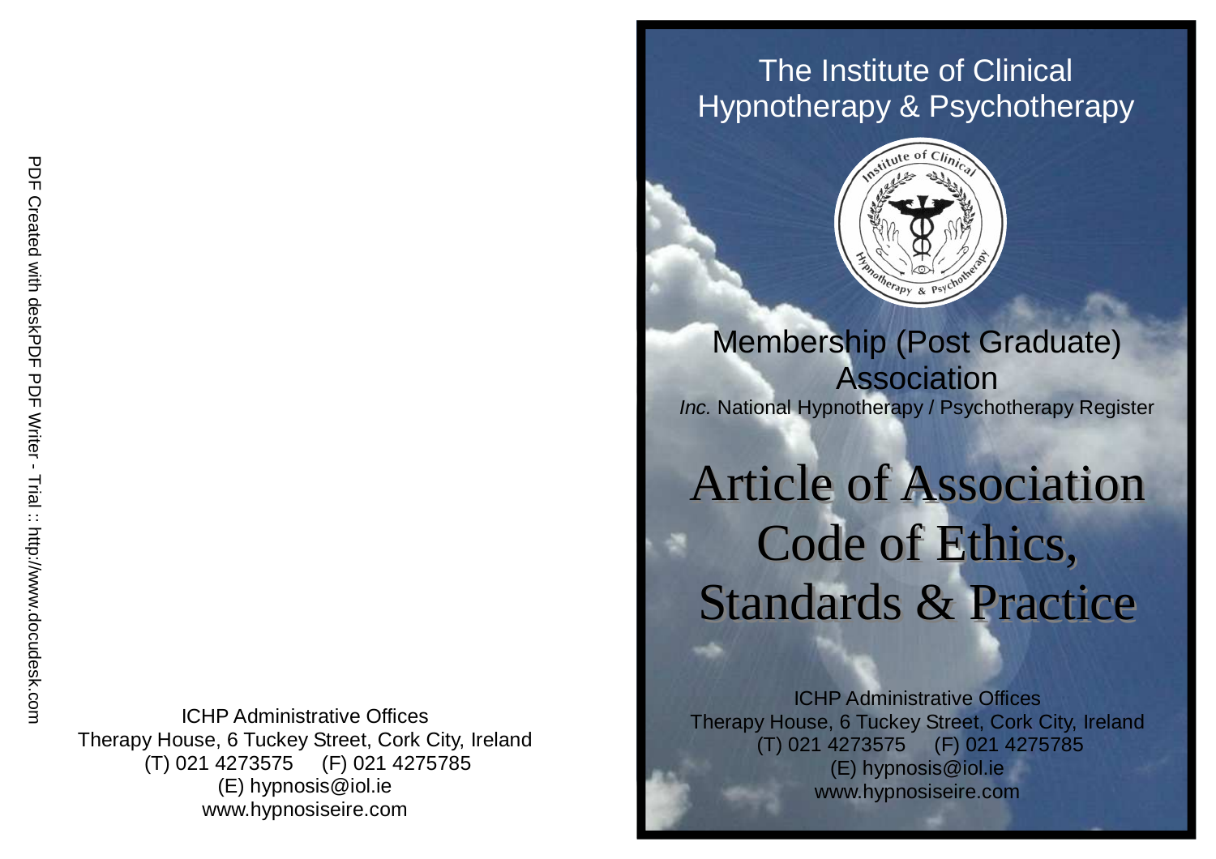ICHP Administrative Offices
Therapy House, 6 Tuckey Street, Cork City, Ireland
(T) 021 4273575 (F) 021 4275785
(E) hypnosis@iol.ie
www.hypnosiseire.com

# The Institute of Clinical Hypnotherapy & Psychotherapy

## Membership (Post Graduate) Association

*Inc.* National Hypnotherapy / Psychotherapy Register

# Article of Association Code of Ethics, Standards & Practice

ICHP Administrative Offices
Therapy House, 6 Tuckey Street, Cork City, Ireland
(T) 021 4273575 (F) 021 4275785
(E) hypnosis@iol.ie
www.hypnosiseire.com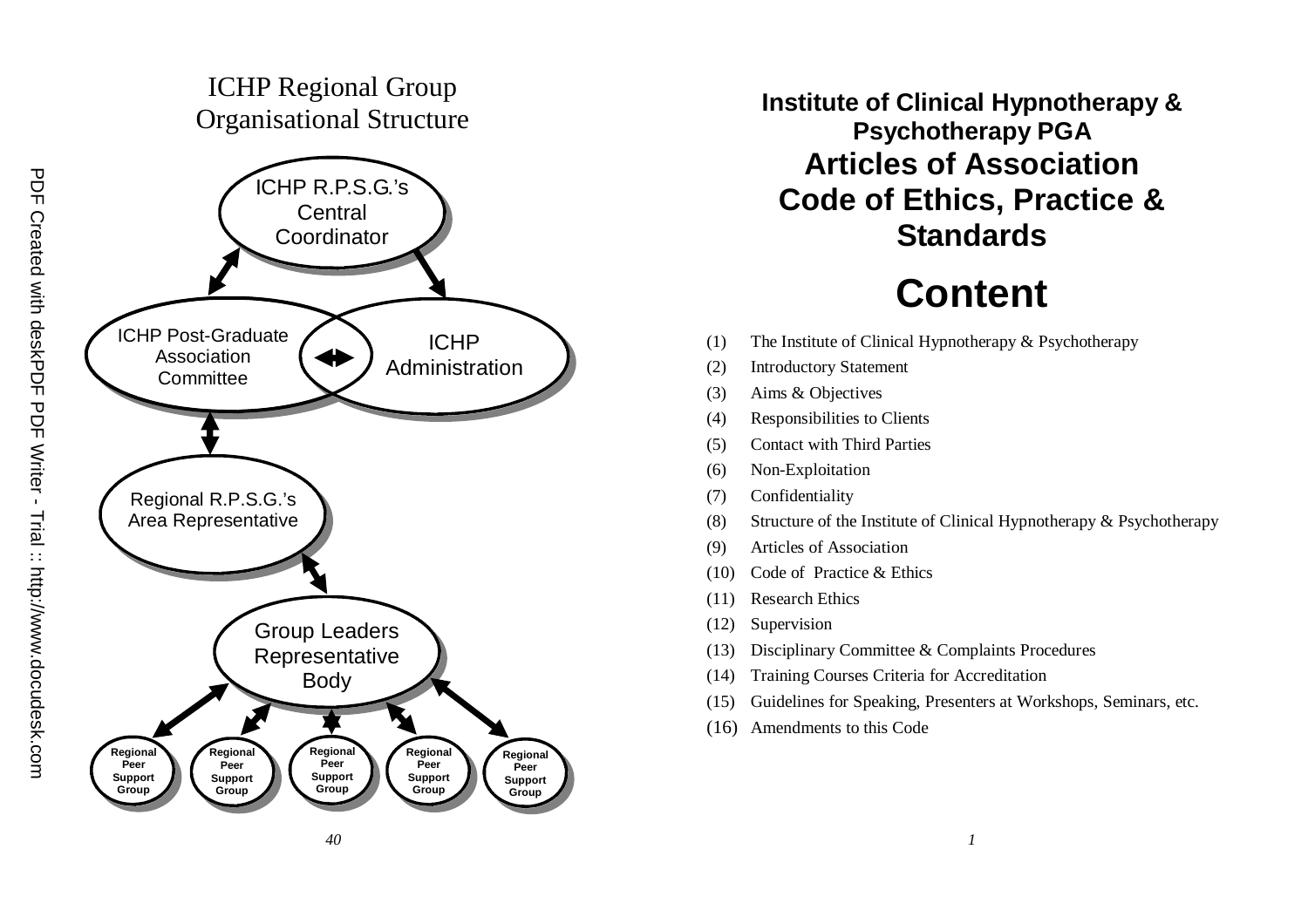# ICHP Regional Group Organisational Structure

ICHP R.P.S.G.'s Central Coordinator

ICHP Post-Graduate Association Committee

ICHP Administration

Regional R.P.S.G.'s Area Representative

Group Leaders Representative Body

Regional Peer Support Group

Regional Peer Support Group

Regional Peer Support Group

Regional Peer Support Group

Regional Peer Support Group

**Institute of Clinical Hypnotherapy & Psychotherapy PGA**

## Articles of Association Code of Ethics, Practice & Standards

# Content

(1) The Institute of Clinical Hypnotherapy & Psychotherapy
(2) Introductory Statement
(3) Aims & Objectives
(4) Responsibilities to Clients
(5) Contact with Third Parties
(6) Non-Exploitation
(7) Confidentiality
(8) Structure of the Institute of Clinical Hypnotherapy & Psychotherapy
(9) Articles of Association
(10) Code of Practice & Ethics
(11) Research Ethics
(12) Supervision
(13) Disciplinary Committee & Complaints Procedures
(14) Training Courses Criteria for Accreditation
(15) Guidelines for Speaking, Presenters at Workshops, Seminars, etc.
(16) Amendments to this Code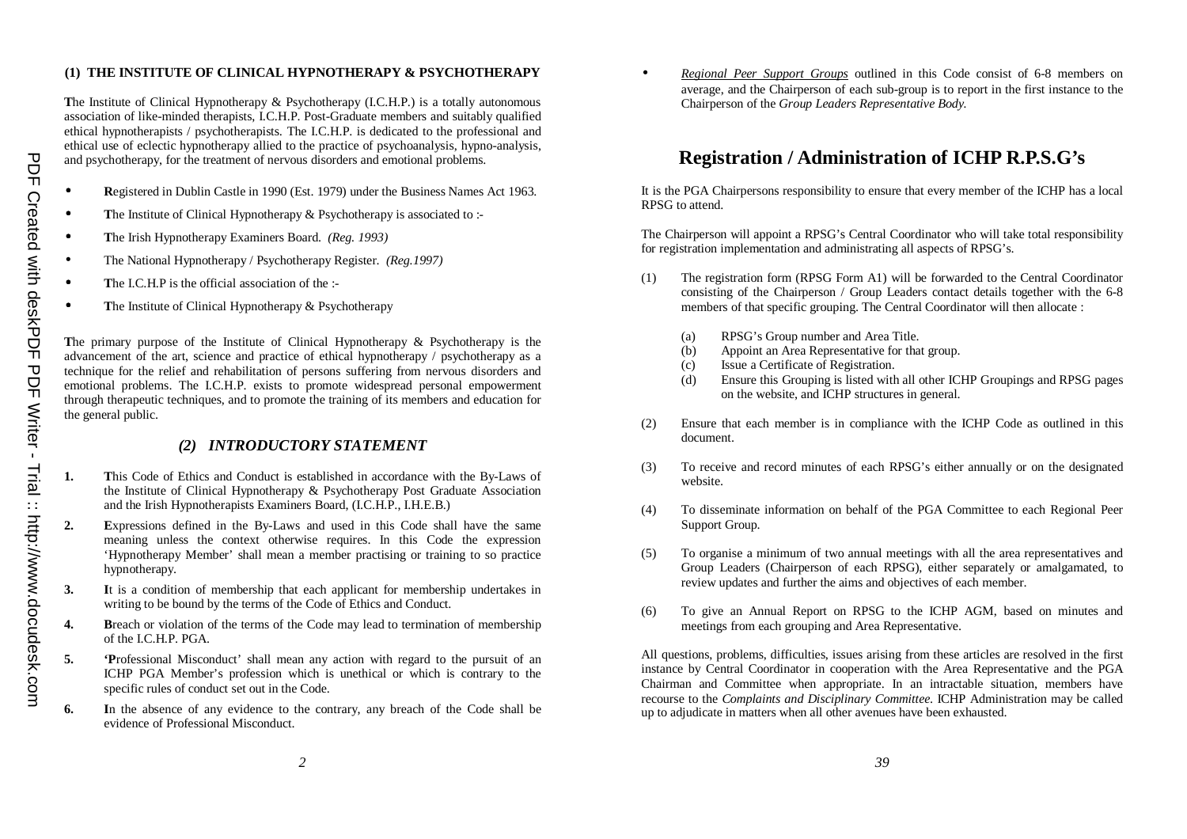## (1) THE INSTITUTE OF CLINICAL HYPNOTHERAPY & PSYCHOTHERAPY

**T**he Institute of Clinical Hypnotherapy & Psychotherapy (I.C.H.P.) is a totally autonomous association of like-minded therapists, I.C.H.P. Post-Graduate members and suitably qualified ethical hypnotherapists / psychotherapists. The I.C.H.P. is dedicated to the professional and ethical use of eclectic hypnotherapy allied to the practice of psychoanalysis, hypno-analysis, and psychotherapy, for the treatment of nervous disorders and emotional problems.

- **R**egistered in Dublin Castle in 1990 (Est. 1979) under the Business Names Act 1963.
- **T**he Institute of Clinical Hypnotherapy & Psychotherapy is associated to :-
- **T**he Irish Hypnotherapy Examiners Board. *(Reg. 1993)*
- The National Hypnotherapy / Psychotherapy Register. *(Reg.1997)*
- **T**he I.C.H.P is the official association of the :-
- **T**he Institute of Clinical Hypnotherapy & Psychotherapy

**T**he primary purpose of the Institute of Clinical Hypnotherapy & Psychotherapy is the advancement of the art, science and practice of ethical hypnotherapy / psychotherapy as a technique for the relief and rehabilitation of persons suffering from nervous disorders and emotional problems. The I.C.H.P. exists to promote widespread personal empowerment through therapeutic techniques, and to promote the training of its members and education for the general public.

### *(2) INTRODUCTORY STATEMENT*

1. **T**his Code of Ethics and Conduct is established in accordance with the By-Laws of the Institute of Clinical Hypnotherapy & Psychotherapy Post Graduate Association and the Irish Hypnotherapists Examiners Board, (I.C.H.P., I.H.E.B.)
2. **E**xpressions defined in the By-Laws and used in this Code shall have the same meaning unless the context otherwise requires. In this Code the expression 'Hypnotherapy Member' shall mean a member practising or training to so practice hypnotherapy.
3. **I**t is a condition of membership that each applicant for membership undertakes in writing to be bound by the terms of the Code of Ethics and Conduct.
4. **B**reach or violation of the terms of the Code may lead to termination of membership of the I.C.H.P. PGA.
5. **'P**rofessional Misconduct' shall mean any action with regard to the pursuit of an ICHP PGA Member's profession which is unethical or which is contrary to the specific rules of conduct set out in the Code.
6. **I**n the absence of any evidence to the contrary, any breach of the Code shall be evidence of Professional Misconduct.

- *Regional Peer Support Groups* outlined in this Code consist of 6-8 members on average, and the Chairperson of each sub-group is to report in the first instance to the Chairperson of the *Group Leaders Representative Body.*

## Registration / Administration of ICHP R.P.S.G's

It is the PGA Chairpersons responsibility to ensure that every member of the ICHP has a local RPSG to attend.

The Chairperson will appoint a RPSG's Central Coordinator who will take total responsibility for registration implementation and administrating all aspects of RPSG's.

(1) The registration form (RPSG Form A1) will be forwarded to the Central Coordinator consisting of the Chairperson / Group Leaders contact details together with the 6-8 members of that specific grouping. The Central Coordinator will then allocate :

   (a) RPSG's Group number and Area Title.
   (b) Appoint an Area Representative for that group.
   (c) Issue a Certificate of Registration.
   (d) Ensure this Grouping is listed with all other ICHP Groupings and RPSG pages on the website, and ICHP structures in general.

(2) Ensure that each member is in compliance with the ICHP Code as outlined in this document.

(3) To receive and record minutes of each RPSG's either annually or on the designated website.

(4) To disseminate information on behalf of the PGA Committee to each Regional Peer Support Group.

(5) To organise a minimum of two annual meetings with all the area representatives and Group Leaders (Chairperson of each RPSG), either separately or amalgamated, to review updates and further the aims and objectives of each member.

(6) To give an Annual Report on RPSG to the ICHP AGM, based on minutes and meetings from each grouping and Area Representative.

All questions, problems, difficulties, issues arising from these articles are resolved in the first instance by Central Coordinator in cooperation with the Area Representative and the PGA Chairman and Committee when appropriate. In an intractable situation, members have recourse to the *Complaints and Disciplinary Committee.* ICHP Administration may be called up to adjudicate in matters when all other avenues have been exhausted.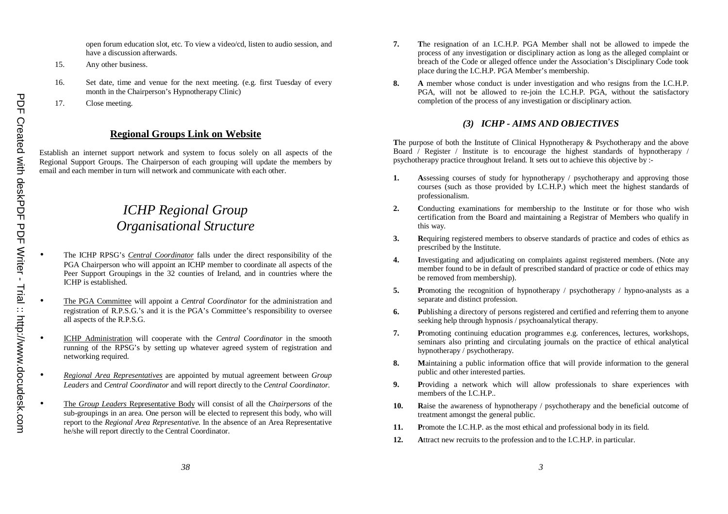open forum education slot, etc. To view a video/cd, listen to audio session, and have a discussion afterwards.

15. Any other business.

16. Set date, time and venue for the next meeting. (e.g. first Tuesday of every month in the Chairperson's Hypnotherapy Clinic)

17. Close meeting.

## Regional Groups Link on Website

Establish an internet support network and system to focus solely on all aspects of the Regional Support Groups. The Chairperson of each grouping will update the members by email and each member in turn will network and communicate with each other.

# *ICHP Regional Group Organisational Structure*

- The ICHP RPSG's ***Central Coordinator*** falls under the direct responsibility of the PGA Chairperson who will appoint an ICHP member to coordinate all aspects of the Peer Support Groupings in the 32 counties of Ireland, and in countries where the ICHP is established.

- The PGA Committee will appoint a *Central Coordinator* for the administration and registration of R.P.S.G.'s and it is the PGA's Committee's responsibility to oversee all aspects of the R.P.S.G.

- ICHP Administration will cooperate with the *Central Coordinator* in the smooth running of the RPSG's by setting up whatever agreed system of registration and networking required.

- *Regional Area Representatives* are appointed by mutual agreement between *Group Leaders* and *Central Coordinator* and will report directly to the *Central Coordinator.*

- The *Group Leaders* Representative Body will consist of all the *Chairpersons* of the sub-groupings in an area. One person will be elected to represent this body, who will report to the *Regional Area Representative.* In the absence of an Area Representative he/she will report directly to the Central Coordinator.

**7.** **T**he resignation of an I.C.H.P. PGA Member shall not be allowed to impede the process of any investigation or disciplinary action as long as the alleged complaint or breach of the Code or alleged offence under the Association's Disciplinary Code took place during the I.C.H.P. PGA Member's membership.

**8.** **A** member whose conduct is under investigation and who resigns from the I.C.H.P. PGA, will not be allowed to re-join the I.C.H.P. PGA, without the satisfactory completion of the process of any investigation or disciplinary action.

### *(3) ICHP - AIMS AND OBJECTIVES*

**T**he purpose of both the Institute of Clinical Hypnotherapy & Psychotherapy and the above Board / Register / Institute is to encourage the highest standards of hypnotherapy / psychotherapy practice throughout Ireland. It sets out to achieve this objective by :-

**1.** **A**ssessing courses of study for hypnotherapy / psychotherapy and approving those courses (such as those provided by I.C.H.P.) which meet the highest standards of professionalism.

**2.** **C**onducting examinations for membership to the Institute or for those who wish certification from the Board and maintaining a Registrar of Members who qualify in this way.

**3.** **R**equiring registered members to observe standards of practice and codes of ethics as prescribed by the Institute.

**4.** **I**nvestigating and adjudicating on complaints against registered members. (Note any member found to be in default of prescribed standard of practice or code of ethics may be removed from membership).

**5.** **P**romoting the recognition of hypnotherapy / psychotherapy / hypno-analysts as a separate and distinct profession.

**6.** **P**ublishing a directory of persons registered and certified and referring them to anyone seeking help through hypnosis / psychoanalytical therapy.

**7.** **P**romoting continuing education programmes e.g. conferences, lectures, workshops, seminars also printing and circulating journals on the practice of ethical analytical hypnotherapy / psychotherapy.

**8.** **M**aintaining a public information office that will provide information to the general public and other interested parties.

**9.** **P**roviding a network which will allow professionals to share experiences with members of the I.C.H.P..

**10.** **R**aise the awareness of hypnotherapy / psychotherapy and the beneficial outcome of treatment amongst the general public.

**11.** **P**romote the I.C.H.P. as the most ethical and professional body in its field.

**12.** **A**ttract new recruits to the profession and to the I.C.H.P. in particular.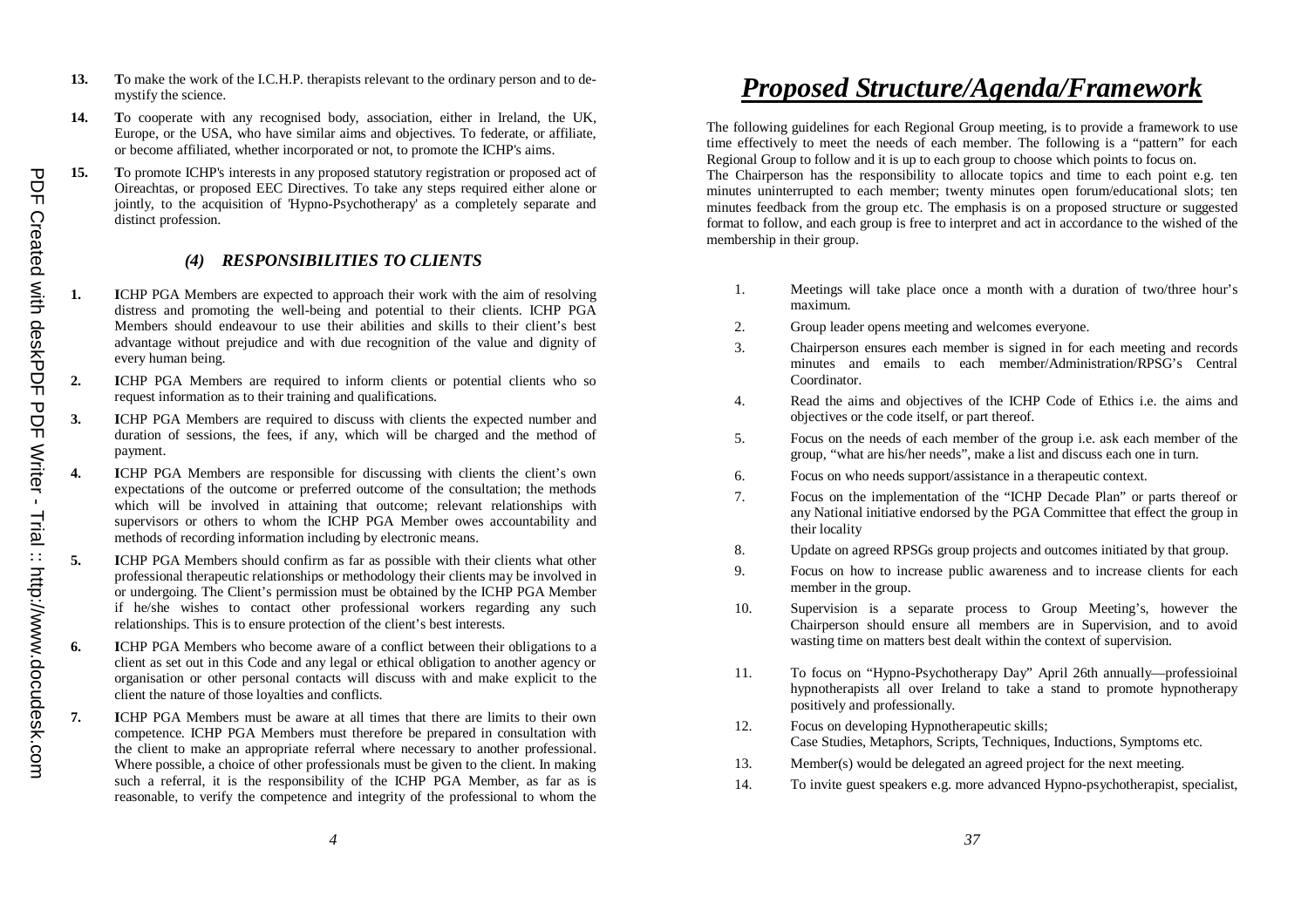13. **T**o make the work of the I.C.H.P. therapists relevant to the ordinary person and to de-mystify the science.

14. **T**o cooperate with any recognised body, association, either in Ireland, the UK, Europe, or the USA, who have similar aims and objectives. To federate, or affiliate, or become affiliated, whether incorporated or not, to promote the ICHP's aims.

15. **T**o promote ICHP's interests in any proposed statutory registration or proposed act of Oireachtas, or proposed EEC Directives. To take any steps required either alone or jointly, to the acquisition of 'Hypno-Psychotherapy' as a completely separate and distinct profession.

### *(4) RESPONSIBILITIES TO CLIENTS*

1. **I**CHP PGA Members are expected to approach their work with the aim of resolving distress and promoting the well-being and potential to their clients. ICHP PGA Members should endeavour to use their abilities and skills to their client's best advantage without prejudice and with due recognition of the value and dignity of every human being.

2. **I**CHP PGA Members are required to inform clients or potential clients who so request information as to their training and qualifications.

3. **I**CHP PGA Members are required to discuss with clients the expected number and duration of sessions, the fees, if any, which will be charged and the method of payment.

4. **I**CHP PGA Members are responsible for discussing with clients the client's own expectations of the outcome or preferred outcome of the consultation; the methods which will be involved in attaining that outcome; relevant relationships with supervisors or others to whom the ICHP PGA Member owes accountability and methods of recording information including by electronic means.

5. **I**CHP PGA Members should confirm as far as possible with their clients what other professional therapeutic relationships or methodology their clients may be involved in or undergoing. The Client's permission must be obtained by the ICHP PGA Member if he/she wishes to contact other professional workers regarding any such relationships. This is to ensure protection of the client's best interests.

6. **I**CHP PGA Members who become aware of a conflict between their obligations to a client as set out in this Code and any legal or ethical obligation to another agency or organisation or other personal contacts will discuss with and make explicit to the client the nature of those loyalties and conflicts.

7. **I**CHP PGA Members must be aware at all times that there are limits to their own competence. ICHP PGA Members must therefore be prepared in consultation with the client to make an appropriate referral where necessary to another professional. Where possible, a choice of other professionals must be given to the client. In making such a referral, it is the responsibility of the ICHP PGA Member, as far as is reasonable, to verify the competence and integrity of the professional to whom the

# ***Proposed Structure/Agenda/Framework***

The following guidelines for each Regional Group meeting, is to provide a framework to use time effectively to meet the needs of each member. The following is a "pattern" for each Regional Group to follow and it is up to each group to choose which points to focus on.
The Chairperson has the responsibility to allocate topics and time to each point e.g. ten minutes uninterrupted to each member; twenty minutes open forum/educational slots; ten minutes feedback from the group etc. The emphasis is on a proposed structure or suggested format to follow, and each group is free to interpret and act in accordance to the wished of the membership in their group.

1. Meetings will take place once a month with a duration of two/three hour's maximum.
2. Group leader opens meeting and welcomes everyone.
3. Chairperson ensures each member is signed in for each meeting and records minutes and emails to each member/Administration/RPSG's Central Coordinator.
4. Read the aims and objectives of the ICHP Code of Ethics i.e. the aims and objectives or the code itself, or part thereof.
5. Focus on the needs of each member of the group i.e. ask each member of the group, "what are his/her needs", make a list and discuss each one in turn.
6. Focus on who needs support/assistance in a therapeutic context.
7. Focus on the implementation of the "ICHP Decade Plan" or parts thereof or any National initiative endorsed by the PGA Committee that effect the group in their locality
8. Update on agreed RPSGs group projects and outcomes initiated by that group.
9. Focus on how to increase public awareness and to increase clients for each member in the group.
10. Supervision is a separate process to Group Meeting's, however the Chairperson should ensure all members are in Supervision, and to avoid wasting time on matters best dealt within the context of supervision.
11. To focus on "Hypno-Psychotherapy Day" April 26th annually—professioinal hypnotherapists all over Ireland to take a stand to promote hypnotherapy positively and professionally.
12. Focus on developing Hypnotherapeutic skills;
    Case Studies, Metaphors, Scripts, Techniques, Inductions, Symptoms etc.
13. Member(s) would be delegated an agreed project for the next meeting.
14. To invite guest speakers e.g. more advanced Hypno-psychotherapist, specialist,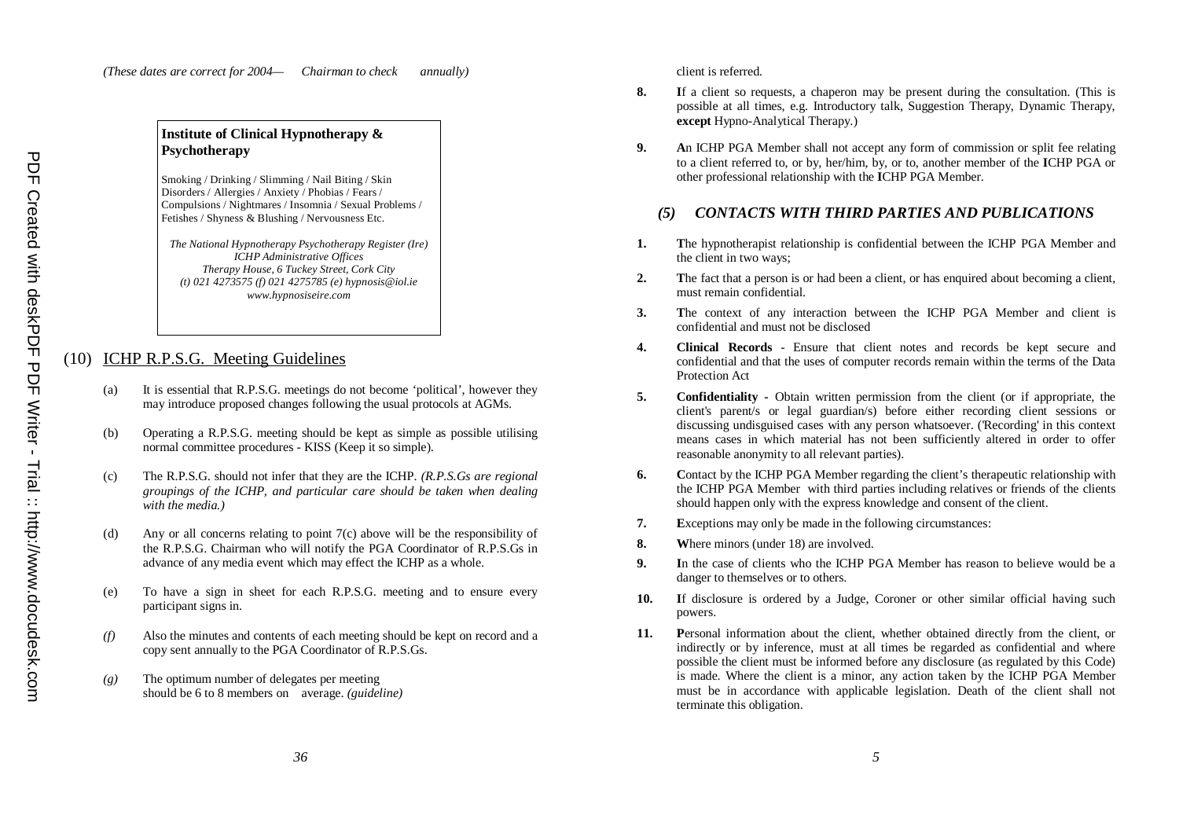*(These dates are correct for 2004— Chairman to check annually)*

**Institute of Clinical Hypnotherapy & Psychotherapy**

Smoking / Drinking / Slimming / Nail Biting / Skin Disorders / Allergies / Anxiety / Phobias / Fears / Compulsions / Nightmares / Insomnia / Sexual Problems / Fetishes / Shyness & Blushing / Nervousness Etc.

*The National Hypnotherapy Psychotherapy Register (Ire)*
*ICHP Administrative Offices*
*Therapy House, 6 Tuckey Street, Cork City*
*(t) 021 4273575 (f) 021 4275785 (e) hypnosis@iol.ie*
*www.hypnosiseire.com*

## (10) ICHP R.P.S.G. Meeting Guidelines

(a) It is essential that R.P.S.G. meetings do not become 'political', however they may introduce proposed changes following the usual protocols at AGMs.

(b) Operating a R.P.S.G. meeting should be kept as simple as possible utilising normal committee procedures - KISS (Keep it so simple).

(c) The R.P.S.G. should not infer that they are the ICHP. *(R.P.S.Gs are regional groupings of the ICHP, and particular care should be taken when dealing with the media.)*

(d) Any or all concerns relating to point 7(c) above will be the responsibility of the R.P.S.G. Chairman who will notify the PGA Coordinator of R.P.S.Gs in advance of any media event which may effect the ICHP as a whole.

(e) To have a sign in sheet for each R.P.S.G. meeting and to ensure every participant signs in.

*(f)* Also the minutes and contents of each meeting should be kept on record and a copy sent annually to the PGA Coordinator of R.P.S.Gs.

*(g)* The optimum number of delegates per meeting should be 6 to 8 members on average. *(guideline)*

client is referred.

**8.** **I**f a client so requests, a chaperon may be present during the consultation. (This is possible at all times, e.g. Introductory talk, Suggestion Therapy, Dynamic Therapy, **except** Hypno-Analytical Therapy.)

**9.** **A**n ICHP PGA Member shall not accept any form of commission or split fee relating to a client referred to, or by, her/him, by, or to, another member of the **I**CHP PGA or other professional relationship with the **I**CHP PGA Member.

### *(5) CONTACTS WITH THIRD PARTIES AND PUBLICATIONS*

**1.** **T**he hypnotherapist relationship is confidential between the ICHP PGA Member and the client in two ways;

**2.** **T**he fact that a person is or had been a client, or has enquired about becoming a client, must remain confidential.

**3.** **T**he context of any interaction between the ICHP PGA Member and client is confidential and must not be disclosed

**4.** **Clinical Records** - Ensure that client notes and records be kept secure and confidential and that the uses of computer records remain within the terms of the Data Protection Act

**5.** **Confidentiality** - Obtain written permission from the client (or if appropriate, the client's parent/s or legal guardian/s) before either recording client sessions or discussing undisguised cases with any person whatsoever. ('Recording' in this context means cases in which material has not been sufficiently altered in order to offer reasonable anonymity to all relevant parties).

**6.** **C**ontact by the ICHP PGA Member regarding the client's therapeutic relationship with the ICHP PGA Member with third parties including relatives or friends of the clients should happen only with the express knowledge and consent of the client.

**7.** **E**xceptions may only be made in the following circumstances:

**8.** **W**here minors (under 18) are involved.

**9.** **I**n the case of clients who the ICHP PGA Member has reason to believe would be a danger to themselves or to others.

**10.** **I**f disclosure is ordered by a Judge, Coroner or other similar official having such powers.

**11.** **P**ersonal information about the client, whether obtained directly from the client, or indirectly or by inference, must at all times be regarded as confidential and where possible the client must be informed before any disclosure (as regulated by this Code) is made. Where the client is a minor, any action taken by the ICHP PGA Member must be in accordance with applicable legislation. Death of the client shall not terminate this obligation.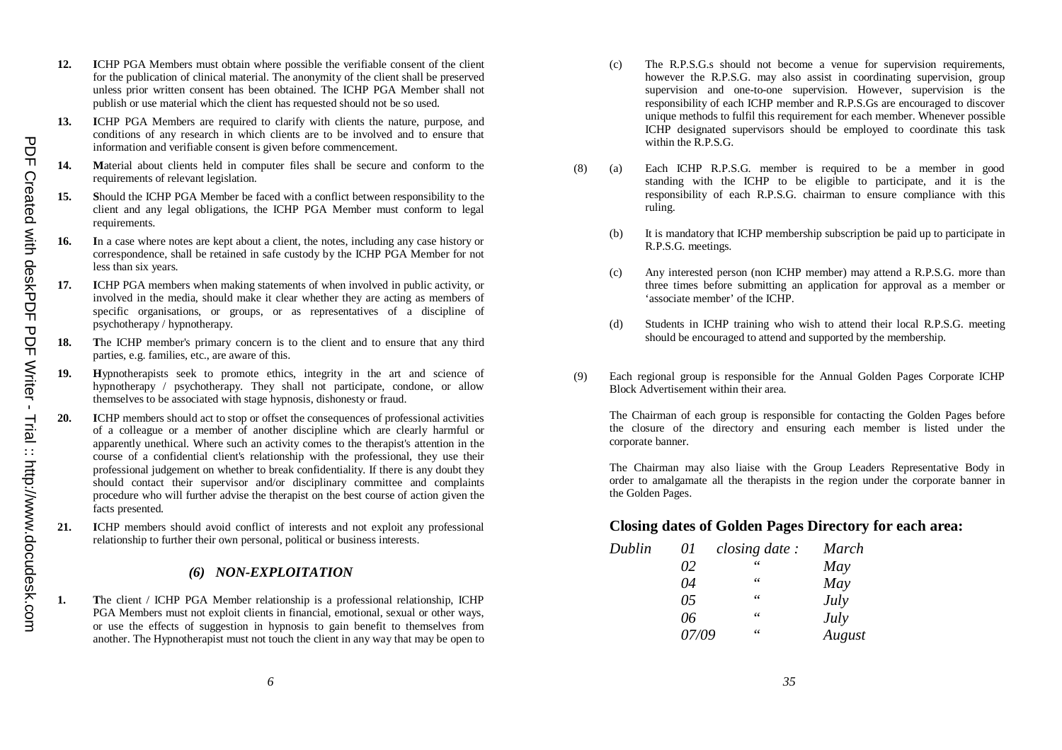**12.** **I**CHP PGA Members must obtain where possible the verifiable consent of the client for the publication of clinical material. The anonymity of the client shall be preserved unless prior written consent has been obtained. The ICHP PGA Member shall not publish or use material which the client has requested should not be so used.

**13.** **I**CHP PGA Members are required to clarify with clients the nature, purpose, and conditions of any research in which clients are to be involved and to ensure that information and verifiable consent is given before commencement.

**14.** **M**aterial about clients held in computer files shall be secure and conform to the requirements of relevant legislation.

**15.** **S**hould the ICHP PGA Member be faced with a conflict between responsibility to the client and any legal obligations, the ICHP PGA Member must conform to legal requirements.

**16.** **I**n a case where notes are kept about a client, the notes, including any case history or correspondence, shall be retained in safe custody by the ICHP PGA Member for not less than six years.

**17.** **I**CHP PGA members when making statements of when involved in public activity, or involved in the media, should make it clear whether they are acting as members of specific organisations, or groups, or as representatives of a discipline of psychotherapy / hypnotherapy.

**18.** **T**he ICHP member's primary concern is to the client and to ensure that any third parties, e.g. families, etc., are aware of this.

**19.** **H**ypnotherapists seek to promote ethics, integrity in the art and science of hypnotherapy / psychotherapy. They shall not participate, condone, or allow themselves to be associated with stage hypnosis, dishonesty or fraud.

**20.** **I**CHP members should act to stop or offset the consequences of professional activities of a colleague or a member of another discipline which are clearly harmful or apparently unethical. Where such an activity comes to the therapist's attention in the course of a confidential client's relationship with the professional, they use their professional judgement on whether to break confidentiality. If there is any doubt they should contact their supervisor and/or disciplinary committee and complaints procedure who will further advise the therapist on the best course of action given the facts presented.

**21.** **I**CHP members should avoid conflict of interests and not exploit any professional relationship to further their own personal, political or business interests.

### *(6) NON-EXPLOITATION*

**1.** **T**he client / ICHP PGA Member relationship is a professional relationship, ICHP PGA Members must not exploit clients in financial, emotional, sexual or other ways, or use the effects of suggestion in hypnosis to gain benefit to themselves from another. The Hypnotherapist must not touch the client in any way that may be open to

(c) The R.P.S.G.s should not become a venue for supervision requirements, however the R.P.S.G. may also assist in coordinating supervision, group supervision and one-to-one supervision. However, supervision is the responsibility of each ICHP member and R.P.S.Gs are encouraged to discover unique methods to fulfil this requirement for each member. Whenever possible ICHP designated supervisors should be employed to coordinate this task within the R.P.S.G.

(8) (a) Each ICHP R.P.S.G. member is required to be a member in good standing with the ICHP to be eligible to participate, and it is the responsibility of each R.P.S.G. chairman to ensure compliance with this ruling.

(b) It is mandatory that ICHP membership subscription be paid up to participate in R.P.S.G. meetings.

(c) Any interested person (non ICHP member) may attend a R.P.S.G. more than three times before submitting an application for approval as a member or 'associate member' of the ICHP.

(d) Students in ICHP training who wish to attend their local R.P.S.G. meeting should be encouraged to attend and supported by the membership.

(9) Each regional group is responsible for the Annual Golden Pages Corporate ICHP Block Advertisement within their area.

The Chairman of each group is responsible for contacting the Golden Pages before the closure of the directory and ensuring each member is listed under the corporate banner.

The Chairman may also liaise with the Group Leaders Representative Body in order to amalgamate all the therapists in the region under the corporate banner in the Golden Pages.

### Closing dates of Golden Pages Directory for each area:

| | | | |
|---|---|---|---|
| *Dublin* | *01* | *closing date :* | *March* |
| | *02* | " | *May* |
| | *04* | " | *May* |
| | *05* | " | *July* |
| | *06* | " | *July* |
| | *07/09* | " | *August* |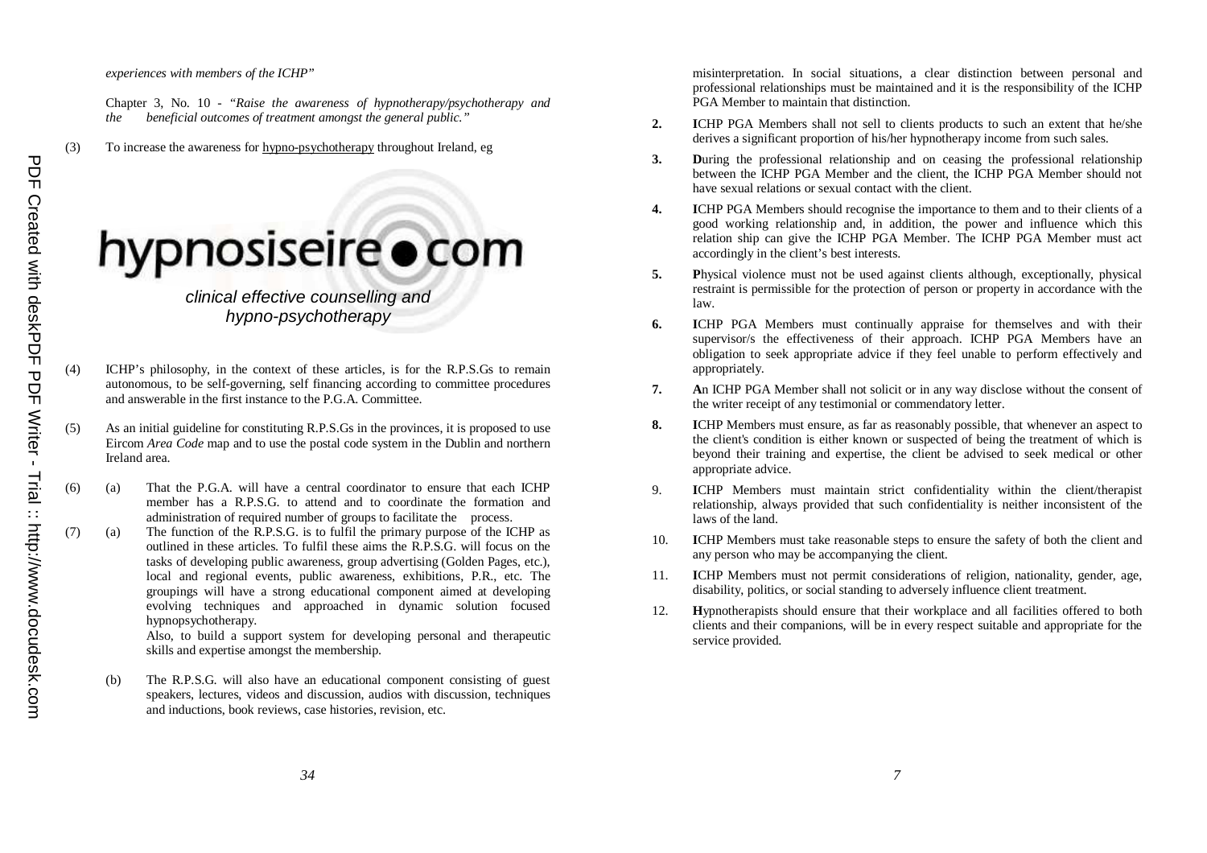*experiences with members of the ICHP"*

Chapter 3, No. 10 - *"Raise the awareness of hypnotherapy/psychotherapy and the beneficial outcomes of treatment amongst the general public."*

(3) To increase the awareness for hypno-psychotherapy throughout Ireland, eg

hypnosiseire●com

*clinical effective counselling and hypno-psychotherapy*

(4) ICHP's philosophy, in the context of these articles, is for the R.P.S.Gs to remain autonomous, to be self-governing, self financing according to committee procedures and answerable in the first instance to the P.G.A. Committee.

(5) As an initial guideline for constituting R.P.S.Gs in the provinces, it is proposed to use Eircom *Area Code* map and to use the postal code system in the Dublin and northern Ireland area.

(6) (a) That the P.G.A. will have a central coordinator to ensure that each ICHP member has a R.P.S.G. to attend and to coordinate the formation and administration of required number of groups to facilitate the process.

(7) (a) The function of the R.P.S.G. is to fulfil the primary purpose of the ICHP as outlined in these articles. To fulfil these aims the R.P.S.G. will focus on the tasks of developing public awareness, group advertising (Golden Pages, etc.), local and regional events, public awareness, exhibitions, P.R., etc. The groupings will have a strong educational component aimed at developing evolving techniques and approached in dynamic solution focused hypnopsychotherapy.

Also, to build a support system for developing personal and therapeutic skills and expertise amongst the membership.

(b) The R.P.S.G. will also have an educational component consisting of guest speakers, lectures, videos and discussion, audios with discussion, techniques and inductions, book reviews, case histories, revision, etc.

misinterpretation. In social situations, a clear distinction between personal and professional relationships must be maintained and it is the responsibility of the ICHP PGA Member to maintain that distinction.

**2.** **I**CHP PGA Members shall not sell to clients products to such an extent that he/she derives a significant proportion of his/her hypnotherapy income from such sales.

**3.** **D**uring the professional relationship and on ceasing the professional relationship between the ICHP PGA Member and the client, the ICHP PGA Member should not have sexual relations or sexual contact with the client.

**4.** **I**CHP PGA Members should recognise the importance to them and to their clients of a good working relationship and, in addition, the power and influence which this relation ship can give the ICHP PGA Member. The ICHP PGA Member must act accordingly in the client's best interests.

**5.** **P**hysical violence must not be used against clients although, exceptionally, physical restraint is permissible for the protection of person or property in accordance with the law.

**6.** **I**CHP PGA Members must continually appraise for themselves and with their supervisor/s the effectiveness of their approach. ICHP PGA Members have an obligation to seek appropriate advice if they feel unable to perform effectively and appropriately.

**7.** **A**n ICHP PGA Member shall not solicit or in any way disclose without the consent of the writer receipt of any testimonial or commendatory letter.

**8.** **I**CHP Members must ensure, as far as reasonably possible, that whenever an aspect to the client's condition is either known or suspected of being the treatment of which is beyond their training and expertise, the client be advised to seek medical or other appropriate advice.

9. **I**CHP Members must maintain strict confidentiality within the client/therapist relationship, always provided that such confidentiality is neither inconsistent of the laws of the land.

10. **I**CHP Members must take reasonable steps to ensure the safety of both the client and any person who may be accompanying the client.

11. **I**CHP Members must not permit considerations of religion, nationality, gender, age, disability, politics, or social standing to adversely influence client treatment.

12. **H**ypnotherapists should ensure that their workplace and all facilities offered to both clients and their companions, will be in every respect suitable and appropriate for the service provided.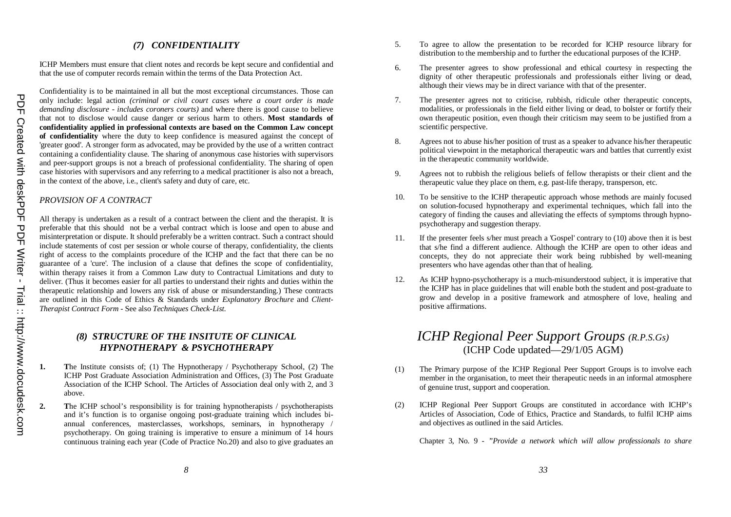### *(7) CONFIDENTIALITY*

ICHP Members must ensure that client notes and records be kept secure and confidential and that the use of computer records remain within the terms of the Data Protection Act.

Confidentiality is to be maintained in all but the most exceptional circumstances. Those can only include: legal action *(criminal or civil court cases where a court order is made demanding disclosure - includes coroners courts)* and where there is good cause to believe that not to disclose would cause danger or serious harm to others. **Most standards of confidentiality applied in professional contexts are based on the Common Law concept of confidentiality** where the duty to keep confidence is measured against the concept of 'greater good'. A stronger form as advocated, may be provided by the use of a written contract containing a confidentiality clause. The sharing of anonymous case histories with supervisors and peer-support groups is not a breach of professional confidentiality. The sharing of open case histories with supervisors and any referring to a medical practitioner is also not a breach, in the context of the above, i.e., client's safety and duty of care, etc.

*PROVISION OF A CONTRACT*

All therapy is undertaken as a result of a contract between the client and the therapist. It is preferable that this should not be a verbal contract which is loose and open to abuse and misinterpretation or dispute. It should preferably be a written contract. Such a contract should include statements of cost per session or whole course of therapy, confidentiality, the clients right of access to the complaints procedure of the ICHP and the fact that there can be no guarantee of a 'cure'. The inclusion of a clause that defines the scope of confidentiality, within therapy raises it from a Common Law duty to Contractual Limitations and duty to deliver. (Thus it becomes easier for all parties to understand their rights and duties within the therapeutic relationship and lowers any risk of abuse or misunderstanding.) These contracts are outlined in this Code of Ethics & Standards under *Explanatory Brochure* and *Client-Therapist Contract Form* - See also *Techniques Check-List.*

### *(8) STRUCTURE OF THE INSITUTE OF CLINICAL HYPNOTHERAPY & PSYCHOTHERAPY*

**1.** **T**he Institute consists of; (1) The Hypnotherapy / Psychotherapy School, (2) The ICHP Post Graduate Association Administration and Offices, (3) The Post Graduate Association of the ICHP School. The Articles of Association deal only with 2, and 3 above.

**2.** **T**he ICHP school's responsibility is for training hypnotherapists / psychotherapists and it's function is to organise ongoing post-graduate training which includes bi-annual conferences, masterclasses, workshops, seminars, in hypnotherapy / psychotherapy. On going training is imperative to ensure a minimum of 14 hours continuous training each year (Code of Practice No.20) and also to give graduates an

5. To agree to allow the presentation to be recorded for ICHP resource library for distribution to the membership and to further the educational purposes of the ICHP.

6. The presenter agrees to show professional and ethical courtesy in respecting the dignity of other therapeutic professionals and professionals either living or dead, although their views may be in direct variance with that of the presenter.

7. The presenter agrees not to criticise, rubbish, ridicule other therapeutic concepts, modalities, or professionals in the field either living or dead, to bolster or fortify their own therapeutic position, even though their criticism may seem to be justified from a scientific perspective.

8. Agrees not to abuse his/her position of trust as a speaker to advance his/her therapeutic political viewpoint in the metaphorical therapeutic wars and battles that currently exist in the therapeutic community worldwide.

9. Agrees not to rubbish the religious beliefs of fellow therapists or their client and the therapeutic value they place on them, e.g. past-life therapy, transperson, etc.

10. To be sensitive to the ICHP therapeutic approach whose methods are mainly focused on solution-focused hypnotherapy and experimental techniques, which fall into the category of finding the causes and alleviating the effects of symptoms through hypno-psychotherapy and suggestion therapy.

11. If the presenter feels s/her must preach a 'Gospel' contrary to (10) above then it is best that s/he find a different audience. Although the ICHP are open to other ideas and concepts, they do not appreciate their work being rubbished by well-meaning presenters who have agendas other than that of healing.

12. As ICHP hypno-psychotherapy is a much-misunderstood subject, it is imperative that the ICHP has in place guidelines that will enable both the student and post-graduate to grow and develop in a positive framework and atmosphere of love, healing and positive affirmations.

## *ICHP Regional Peer Support Groups (R.P.S.Gs)*
(ICHP Code updated—29/1/05 AGM)

(1) The Primary purpose of the ICHP Regional Peer Support Groups is to involve each member in the organisation, to meet their therapeutic needs in an informal atmosphere of genuine trust, support and cooperation.

(2) ICHP Regional Peer Support Groups are constituted in accordance with ICHP's Articles of Association, Code of Ethics, Practice and Standards, to fulfil ICHP aims and objectives as outlined in the said Articles.

Chapter 3, No. 9 - *"Provide a network which will allow professionals to share*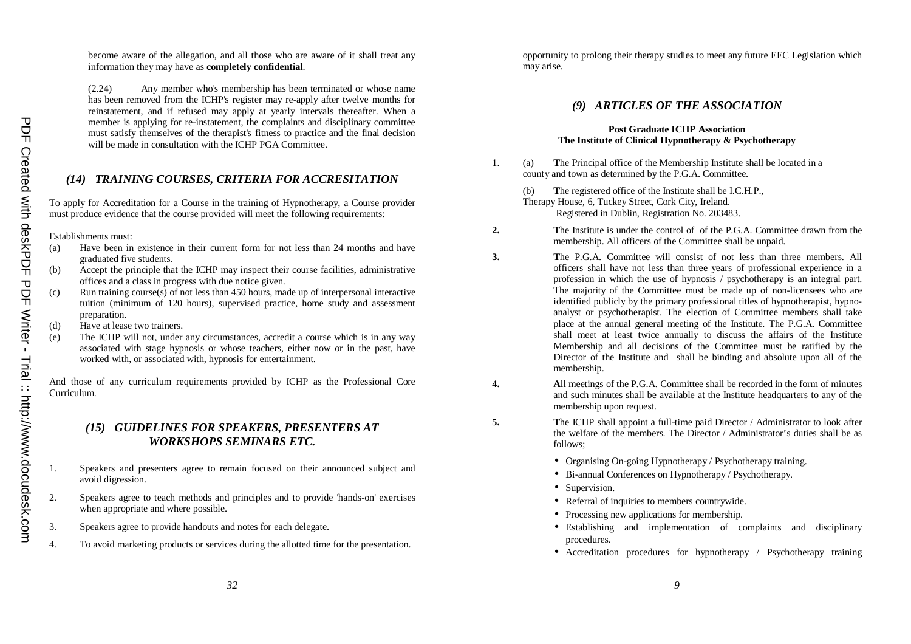become aware of the allegation, and all those who are aware of it shall treat any information they may have as **completely confidential**.

(2.24) Any member who's membership has been terminated or whose name has been removed from the ICHP's register may re-apply after twelve months for reinstatement, and if refused may apply at yearly intervals thereafter. When a member is applying for re-instatement, the complaints and disciplinary committee must satisfy themselves of the therapist's fitness to practice and the final decision will be made in consultation with the ICHP PGA Committee.

## *(14) TRAINING COURSES, CRITERIA FOR ACCRESITATION*

To apply for Accreditation for a Course in the training of Hypnotherapy, a Course provider must produce evidence that the course provided will meet the following requirements:

Establishments must:

(a) Have been in existence in their current form for not less than 24 months and have graduated five students.

(b) Accept the principle that the ICHP may inspect their course facilities, administrative offices and a class in progress with due notice given.

(c) Run training course(s) of not less than 450 hours, made up of interpersonal interactive tuition (minimum of 120 hours), supervised practice, home study and assessment preparation.

(d) Have at lease two trainers.

(e) The ICHP will not, under any circumstances, accredit a course which is in any way associated with stage hypnosis or whose teachers, either now or in the past, have worked with, or associated with, hypnosis for entertainment.

And those of any curriculum requirements provided by ICHP as the Professional Core Curriculum.

## *(15) GUIDELINES FOR SPEAKERS, PRESENTERS AT WORKSHOPS SEMINARS ETC.*

1. Speakers and presenters agree to remain focused on their announced subject and avoid digression.
2. Speakers agree to teach methods and principles and to provide 'hands-on' exercises when appropriate and where possible.
3. Speakers agree to provide handouts and notes for each delegate.
4. To avoid marketing products or services during the allotted time for the presentation.

opportunity to prolong their therapy studies to meet any future EEC Legislation which may arise.

## *(9) ARTICLES OF THE ASSOCIATION*

**Post Graduate ICHP Association**
**The Institute of Clinical Hypnotherapy & Psychotherapy**

1. (a) **T**he Principal office of the Membership Institute shall be located in a county and town as determined by the P.G.A. Committee.

   (b) **T**he registered office of the Institute shall be I.C.H.P., Therapy House, 6, Tuckey Street, Cork City, Ireland. Registered in Dublin, Registration No. 203483.

**2.** **T**he Institute is under the control of of the P.G.A. Committee drawn from the membership. All officers of the Committee shall be unpaid.

**3.** **T**he P.G.A. Committee will consist of not less than three members. All officers shall have not less than three years of professional experience in a profession in which the use of hypnosis / psychotherapy is an integral part. The majority of the Committee must be made up of non-licensees who are identified publicly by the primary professional titles of hypnotherapist, hypno-analyst or psychotherapist. The election of Committee members shall take place at the annual general meeting of the Institute. The P.G.A. Committee shall meet at least twice annually to discuss the affairs of the Institute Membership and all decisions of the Committee must be ratified by the Director of the Institute and shall be binding and absolute upon all of the membership.

**4.** **A**ll meetings of the P.G.A. Committee shall be recorded in the form of minutes and such minutes shall be available at the Institute headquarters to any of the membership upon request.

**5.** **T**he ICHP shall appoint a full-time paid Director / Administrator to look after the welfare of the members. The Director / Administrator's duties shall be as follows;

- Organising On-going Hypnotherapy / Psychotherapy training.
- Bi-annual Conferences on Hypnotherapy / Psychotherapy.
- Supervision.
- Referral of inquiries to members countrywide.
- Processing new applications for membership.
- Establishing and implementation of complaints and disciplinary procedures.
- Accreditation procedures for hypnotherapy / Psychotherapy training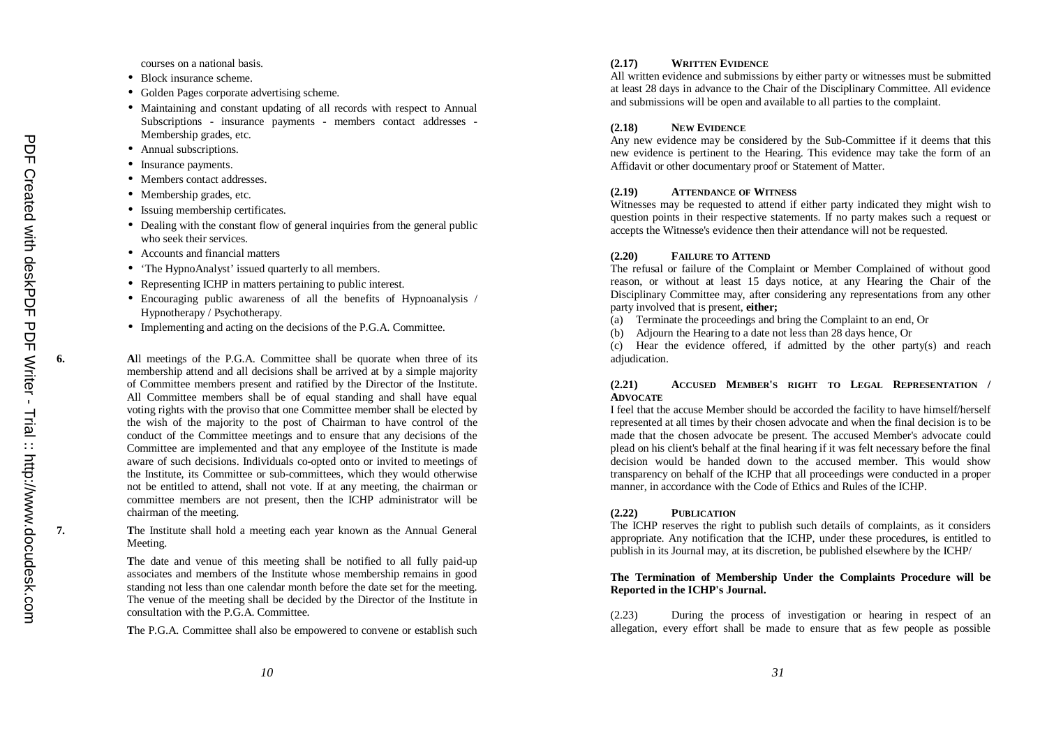courses on a national basis.

- Block insurance scheme.
- Golden Pages corporate advertising scheme.
- Maintaining and constant updating of all records with respect to Annual Subscriptions - insurance payments - members contact addresses - Membership grades, etc.
- Annual subscriptions.
- Insurance payments.
- Members contact addresses.
- Membership grades, etc.
- Issuing membership certificates.
- Dealing with the constant flow of general inquiries from the general public who seek their services.
- Accounts and financial matters
- 'The HypnoAnalyst' issued quarterly to all members.
- Representing ICHP in matters pertaining to public interest.
- Encouraging public awareness of all the benefits of Hypnoanalysis / Hypnotherapy / Psychotherapy.
- Implementing and acting on the decisions of the P.G.A. Committee.

**6.** **A**ll meetings of the P.G.A. Committee shall be quorate when three of its membership attend and all decisions shall be arrived at by a simple majority of Committee members present and ratified by the Director of the Institute. All Committee members shall be of equal standing and shall have equal voting rights with the proviso that one Committee member shall be elected by the wish of the majority to the post of Chairman to have control of the conduct of the Committee meetings and to ensure that any decisions of the Committee are implemented and that any employee of the Institute is made aware of such decisions. Individuals co-opted onto or invited to meetings of the Institute, its Committee or sub-committees, which they would otherwise not be entitled to attend, shall not vote. If at any meeting, the chairman or committee members are not present, then the ICHP administrator will be chairman of the meeting.

**7.** **T**he Institute shall hold a meeting each year known as the Annual General Meeting.

**T**he date and venue of this meeting shall be notified to all fully paid-up associates and members of the Institute whose membership remains in good standing not less than one calendar month before the date set for the meeting. The venue of the meeting shall be decided by the Director of the Institute in consultation with the P.G.A. Committee.

**T**he P.G.A. Committee shall also be empowered to convene or establish such

**(2.17) WRITTEN EVIDENCE**

All written evidence and submissions by either party or witnesses must be submitted at least 28 days in advance to the Chair of the Disciplinary Committee. All evidence and submissions will be open and available to all parties to the complaint.

**(2.18) NEW EVIDENCE**

Any new evidence may be considered by the Sub-Committee if it deems that this new evidence is pertinent to the Hearing. This evidence may take the form of an Affidavit or other documentary proof or Statement of Matter.

**(2.19) ATTENDANCE OF WITNESS**

Witnesses may be requested to attend if either party indicated they might wish to question points in their respective statements. If no party makes such a request or accepts the Witnesse's evidence then their attendance will not be requested.

**(2.20) FAILURE TO ATTEND**

The refusal or failure of the Complaint or Member Complained of without good reason, or without at least 15 days notice, at any Hearing the Chair of the Disciplinary Committee may, after considering any representations from any other party involved that is present, **either;**

(a) Terminate the proceedings and bring the Complaint to an end, Or
(b) Adjourn the Hearing to a date not less than 28 days hence, Or
(c) Hear the evidence offered, if admitted by the other party(s) and reach adjudication.

**(2.21) ACCUSED MEMBER'S RIGHT TO LEGAL REPRESENTATION / ADVOCATE**

I feel that the accuse Member should be accorded the facility to have himself/herself represented at all times by their chosen advocate and when the final decision is to be made that the chosen advocate be present. The accused Member's advocate could plead on his client's behalf at the final hearing if it was felt necessary before the final decision would be handed down to the accused member. This would show transparency on behalf of the ICHP that all proceedings were conducted in a proper manner, in accordance with the Code of Ethics and Rules of the ICHP.

**(2.22) PUBLICATION**

The ICHP reserves the right to publish such details of complaints, as it considers appropriate. Any notification that the ICHP, under these procedures, is entitled to publish in its Journal may, at its discretion, be published elsewhere by the ICHP/

**The Termination of Membership Under the Complaints Procedure will be Reported in the ICHP's Journal.**

(2.23) During the process of investigation or hearing in respect of an allegation, every effort shall be made to ensure that as few people as possible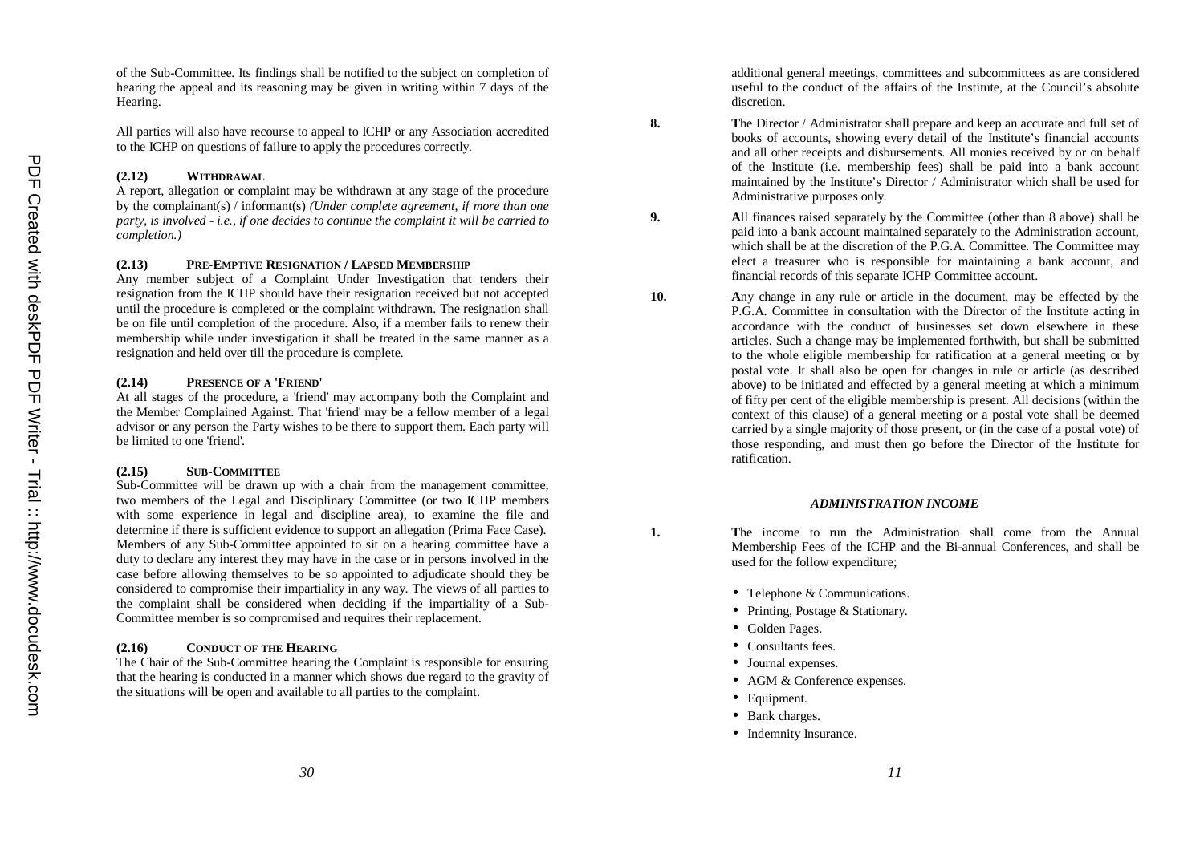of the Sub-Committee. Its findings shall be notified to the subject on completion of hearing the appeal and its reasoning may be given in writing within 7 days of the Hearing.

All parties will also have recourse to appeal to ICHP or any Association accredited to the ICHP on questions of failure to apply the procedures correctly.

#### (2.12) WITHDRAWAL

A report, allegation or complaint may be withdrawn at any stage of the procedure by the complainant(s) / informant(s) *(Under complete agreement, if more than one party, is involved - i.e., if one decides to continue the complaint it will be carried to completion.)*

#### (2.13) PRE-EMPTIVE RESIGNATION / LAPSED MEMBERSHIP

Any member subject of a Complaint Under Investigation that tenders their resignation from the ICHP should have their resignation received but not accepted until the procedure is completed or the complaint withdrawn. The resignation shall be on file until completion of the procedure. Also, if a member fails to renew their membership while under investigation it shall be treated in the same manner as a resignation and held over till the procedure is complete.

#### (2.14) PRESENCE OF A 'FRIEND'

At all stages of the procedure, a 'friend' may accompany both the Complaint and the Member Complained Against. That 'friend' may be a fellow member of a legal advisor or any person the Party wishes to be there to support them. Each party will be limited to one 'friend'.

#### (2.15) SUB-COMMITTEE

Sub-Committee will be drawn up with a chair from the management committee, two members of the Legal and Disciplinary Committee (or two ICHP members with some experience in legal and discipline area), to examine the file and determine if there is sufficient evidence to support an allegation (Prima Face Case). Members of any Sub-Committee appointed to sit on a hearing committee have a duty to declare any interest they may have in the case or in persons involved in the case before allowing themselves to be so appointed to adjudicate should they be considered to compromise their impartiality in any way. The views of all parties to the complaint shall be considered when deciding if the impartiality of a Sub-Committee member is so compromised and requires their replacement.

#### (2.16) CONDUCT OF THE HEARING

The Chair of the Sub-Committee hearing the Complaint is responsible for ensuring that the hearing is conducted in a manner which shows due regard to the gravity of the situations will be open and available to all parties to the complaint.

additional general meetings, committees and subcommittees as are considered useful to the conduct of the affairs of the Institute, at the Council's absolute discretion.

**8.** **T**he Director / Administrator shall prepare and keep an accurate and full set of books of accounts, showing every detail of the Institute's financial accounts and all other receipts and disbursements. All monies received by or on behalf of the Institute (i.e. membership fees) shall be paid into a bank account maintained by the Institute's Director / Administrator which shall be used for Administrative purposes only.

**9.** **A**ll finances raised separately by the Committee (other than 8 above) shall be paid into a bank account maintained separately to the Administration account, which shall be at the discretion of the P.G.A. Committee. The Committee may elect a treasurer who is responsible for maintaining a bank account, and financial records of this separate ICHP Committee account.

**10.** **A**ny change in any rule or article in the document, may be effected by the P.G.A. Committee in consultation with the Director of the Institute acting in accordance with the conduct of businesses set down elsewhere in these articles. Such a change may be implemented forthwith, but shall be submitted to the whole eligible membership for ratification at a general meeting or by postal vote. It shall also be open for changes in rule or article (as described above) to be initiated and effected by a general meeting at which a minimum of fifty per cent of the eligible membership is present. All decisions (within the context of this clause) of a general meeting or a postal vote shall be deemed carried by a single majority of those present, or (in the case of a postal vote) of those responding, and must then go before the Director of the Institute for ratification.

### *ADMINISTRATION INCOME*

**1.** **T**he income to run the Administration shall come from the Annual Membership Fees of the ICHP and the Bi-annual Conferences, and shall be used for the follow expenditure;

- Telephone & Communications.
- Printing, Postage & Stationary.
- Golden Pages.
- Consultants fees.
- Journal expenses.
- AGM & Conference expenses.
- Equipment.
- Bank charges.
- Indemnity Insurance.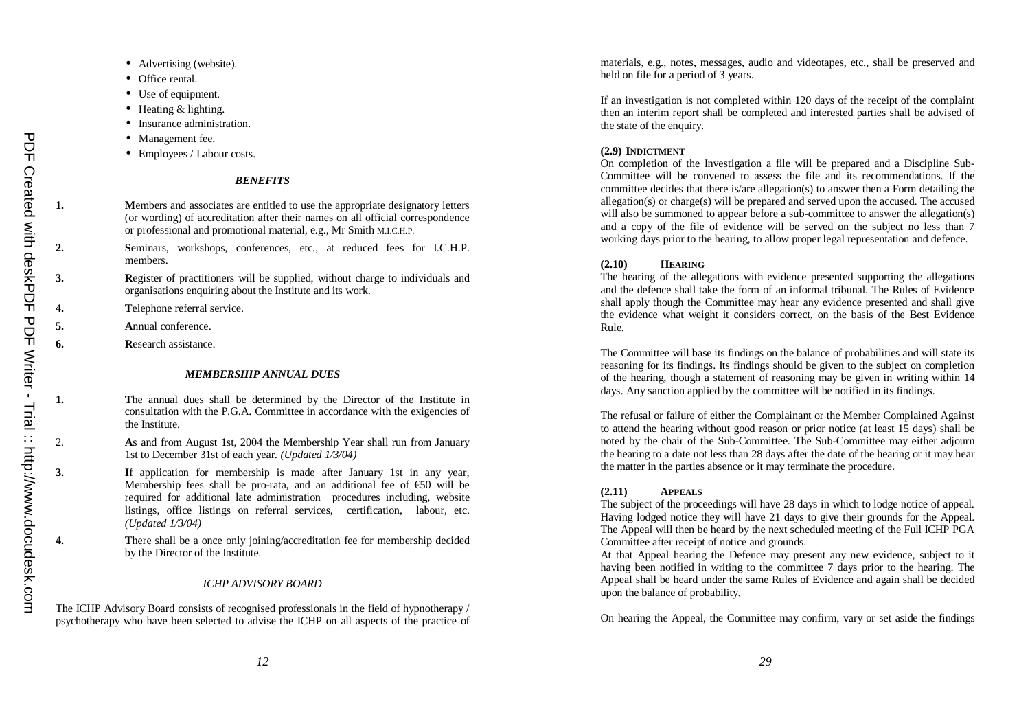- Advertising (website).
- Office rental.
- Use of equipment.
- Heating & lighting.
- Insurance administration.
- Management fee.
- Employees / Labour costs.

### *BENEFITS*

1. **M**embers and associates are entitled to use the appropriate designatory letters (or wording) of accreditation after their names on all official correspondence or professional and promotional material, e.g., Mr Smith M.I.C.H.P.
2. **S**eminars, workshops, conferences, etc., at reduced fees for I.C.H.P. members.
3. **R**egister of practitioners will be supplied, without charge to individuals and organisations enquiring about the Institute and its work.
4. **T**elephone referral service.
5. **A**nnual conference.
6. **R**esearch assistance.

### *MEMBERSHIP ANNUAL DUES*

1. **T**he annual dues shall be determined by the Director of the Institute in consultation with the P.G.A. Committee in accordance with the exigencies of the Institute.
2. **A**s and from August 1st, 2004 the Membership Year shall run from January 1st to December 31st of each year. *(Updated 1/3/04)*
3. **I**f application for membership is made after January 1st in any year, Membership fees shall be pro-rata, and an additional fee of €50 will be required for additional late administration procedures including, website listings, office listings on referral services, certification, labour, etc. *(Updated 1/3/04)*
4. **T**here shall be a once only joining/accreditation fee for membership decided by the Director of the Institute.

### *ICHP ADVISORY BOARD*

The ICHP Advisory Board consists of recognised professionals in the field of hypnotherapy / psychotherapy who have been selected to advise the ICHP on all aspects of the practice of

materials, e.g., notes, messages, audio and videotapes, etc., shall be preserved and held on file for a period of 3 years.

If an investigation is not completed within 120 days of the receipt of the complaint then an interim report shall be completed and interested parties shall be advised of the state of the enquiry.

**(2.9) INDICTMENT**

On completion of the Investigation a file will be prepared and a Discipline Sub-Committee will be convened to assess the file and its recommendations. If the committee decides that there is/are allegation(s) to answer then a Form detailing the allegation(s) or charge(s) will be prepared and served upon the accused. The accused will also be summoned to appear before a sub-committee to answer the allegation(s) and a copy of the file of evidence will be served on the subject no less than 7 working days prior to the hearing, to allow proper legal representation and defence.

**(2.10) HEARING**

The hearing of the allegations with evidence presented supporting the allegations and the defence shall take the form of an informal tribunal. The Rules of Evidence shall apply though the Committee may hear any evidence presented and shall give the evidence what weight it considers correct, on the basis of the Best Evidence Rule.

The Committee will base its findings on the balance of probabilities and will state its reasoning for its findings. Its findings should be given to the subject on completion of the hearing, though a statement of reasoning may be given in writing within 14 days. Any sanction applied by the committee will be notified in its findings.

The refusal or failure of either the Complainant or the Member Complained Against to attend the hearing without good reason or prior notice (at least 15 days) shall be noted by the chair of the Sub-Committee. The Sub-Committee may either adjourn the hearing to a date not less than 28 days after the date of the hearing or it may hear the matter in the parties absence or it may terminate the procedure.

**(2.11) APPEALS**

The subject of the proceedings will have 28 days in which to lodge notice of appeal. Having lodged notice they will have 21 days to give their grounds for the Appeal. The Appeal will then be heard by the next scheduled meeting of the Full ICHP PGA Committee after receipt of notice and grounds.

At that Appeal hearing the Defence may present any new evidence, subject to it having been notified in writing to the committee 7 days prior to the hearing. The Appeal shall be heard under the same Rules of Evidence and again shall be decided upon the balance of probability.

On hearing the Appeal, the Committee may confirm, vary or set aside the findings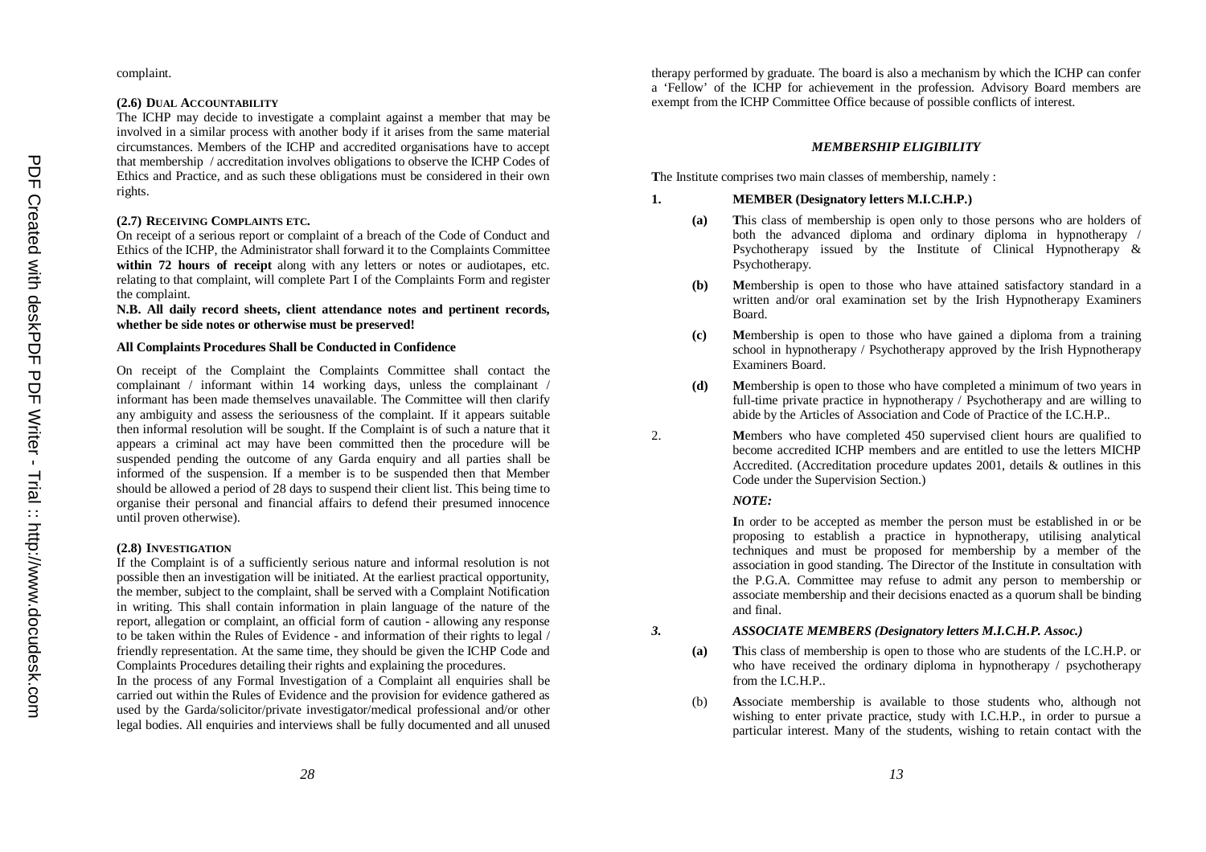complaint.

**(2.6) DUAL ACCOUNTABILITY**

The ICHP may decide to investigate a complaint against a member that may be involved in a similar process with another body if it arises from the same material circumstances. Members of the ICHP and accredited organisations have to accept that membership / accreditation involves obligations to observe the ICHP Codes of Ethics and Practice, and as such these obligations must be considered in their own rights.

**(2.7) RECEIVING COMPLAINTS ETC.**

On receipt of a serious report or complaint of a breach of the Code of Conduct and Ethics of the ICHP, the Administrator shall forward it to the Complaints Committee **within 72 hours of receipt** along with any letters or notes or audiotapes, etc. relating to that complaint, will complete Part I of the Complaints Form and register the complaint.

**N.B. All daily record sheets, client attendance notes and pertinent records, whether be side notes or otherwise must be preserved!**

**All Complaints Procedures Shall be Conducted in Confidence**

On receipt of the Complaint the Complaints Committee shall contact the complainant / informant within 14 working days, unless the complainant / informant has been made themselves unavailable. The Committee will then clarify any ambiguity and assess the seriousness of the complaint. If it appears suitable then informal resolution will be sought. If the Complaint is of such a nature that it appears a criminal act may have been committed then the procedure will be suspended pending the outcome of any Garda enquiry and all parties shall be informed of the suspension. If a member is to be suspended then that Member should be allowed a period of 28 days to suspend their client list. This being time to organise their personal and financial affairs to defend their presumed innocence until proven otherwise).

**(2.8) INVESTIGATION**

If the Complaint is of a sufficiently serious nature and informal resolution is not possible then an investigation will be initiated. At the earliest practical opportunity, the member, subject to the complaint, shall be served with a Complaint Notification in writing. This shall contain information in plain language of the nature of the report, allegation or complaint, an official form of caution - allowing any response to be taken within the Rules of Evidence - and information of their rights to legal / friendly representation. At the same time, they should be given the ICHP Code and Complaints Procedures detailing their rights and explaining the procedures.

In the process of any Formal Investigation of a Complaint all enquiries shall be carried out within the Rules of Evidence and the provision for evidence gathered as used by the Garda/solicitor/private investigator/medical professional and/or other legal bodies. All enquiries and interviews shall be fully documented and all unused

therapy performed by graduate. The board is also a mechanism by which the ICHP can confer a 'Fellow' of the ICHP for achievement in the profession. Advisory Board members are exempt from the ICHP Committee Office because of possible conflicts of interest.

***MEMBERSHIP ELIGIBILITY***

**T**he Institute comprises two main classes of membership, namely :

**1. MEMBER (Designatory letters M.I.C.H.P.)**

- **(a)** **T**his class of membership is open only to those persons who are holders of both the advanced diploma and ordinary diploma in hypnotherapy / Psychotherapy issued by the Institute of Clinical Hypnotherapy & Psychotherapy.
- **(b)** **M**embership is open to those who have attained satisfactory standard in a written and/or oral examination set by the Irish Hypnotherapy Examiners Board.
- **(c)** **M**embership is open to those who have gained a diploma from a training school in hypnotherapy / Psychotherapy approved by the Irish Hypnotherapy Examiners Board.
- **(d)** **M**embership is open to those who have completed a minimum of two years in full-time private practice in hypnotherapy / Psychotherapy and are willing to abide by the Articles of Association and Code of Practice of the I.C.H.P..

2. **M**embers who have completed 450 supervised client hours are qualified to become accredited ICHP members and are entitled to use the letters MICHP Accredited. (Accreditation procedure updates 2001, details & outlines in this Code under the Supervision Section.)

***NOTE:***

**I**n order to be accepted as member the person must be established in or be proposing to establish a practice in hypnotherapy, utilising analytical techniques and must be proposed for membership by a member of the association in good standing. The Director of the Institute in consultation with the P.G.A. Committee may refuse to admit any person to membership or associate membership and their decisions enacted as a quorum shall be binding and final.

***3. ASSOCIATE MEMBERS (Designatory letters M.I.C.H.P. Assoc.)***

- **(a)** **T**his class of membership is open to those who are students of the I.C.H.P. or who have received the ordinary diploma in hypnotherapy / psychotherapy from the I.C.H.P..
- (b) **A**ssociate membership is available to those students who, although not wishing to enter private practice, study with I.C.H.P., in order to pursue a particular interest. Many of the students, wishing to retain contact with the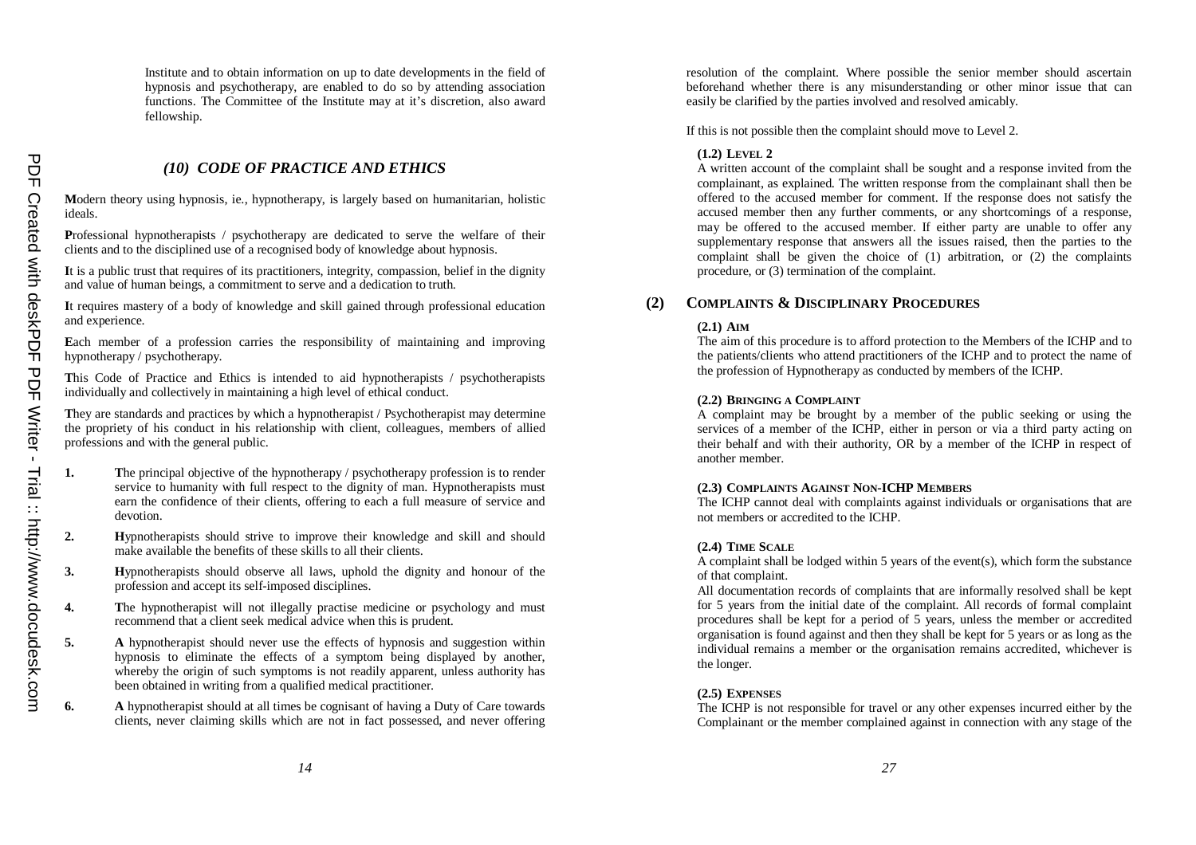Institute and to obtain information on up to date developments in the field of hypnosis and psychotherapy, are enabled to do so by attending association functions. The Committee of the Institute may at it's discretion, also award fellowship.

## *(10) CODE OF PRACTICE AND ETHICS*

**M**odern theory using hypnosis, ie., hypnotherapy, is largely based on humanitarian, holistic ideals.

**P**rofessional hypnotherapists / psychotherapy are dedicated to serve the welfare of their clients and to the disciplined use of a recognised body of knowledge about hypnosis.

**I**t is a public trust that requires of its practitioners, integrity, compassion, belief in the dignity and value of human beings, a commitment to serve and a dedication to truth.

**I**t requires mastery of a body of knowledge and skill gained through professional education and experience.

**E**ach member of a profession carries the responsibility of maintaining and improving hypnotherapy / psychotherapy.

**T**his Code of Practice and Ethics is intended to aid hypnotherapists / psychotherapists individually and collectively in maintaining a high level of ethical conduct.

**T**hey are standards and practices by which a hypnotherapist / Psychotherapist may determine the propriety of his conduct in his relationship with client, colleagues, members of allied professions and with the general public.

1. **T**he principal objective of the hypnotherapy / psychotherapy profession is to render service to humanity with full respect to the dignity of man. Hypnotherapists must earn the confidence of their clients, offering to each a full measure of service and devotion.
2. **H**ypnotherapists should strive to improve their knowledge and skill and should make available the benefits of these skills to all their clients.
3. **H**ypnotherapists should observe all laws, uphold the dignity and honour of the profession and accept its self-imposed disciplines.
4. **T**he hypnotherapist will not illegally practise medicine or psychology and must recommend that a client seek medical advice when this is prudent.
5. **A** hypnotherapist should never use the effects of hypnosis and suggestion within hypnosis to eliminate the effects of a symptom being displayed by another, whereby the origin of such symptoms is not readily apparent, unless authority has been obtained in writing from a qualified medical practitioner.
6. **A** hypnotherapist should at all times be cognisant of having a Duty of Care towards clients, never claiming skills which are not in fact possessed, and never offering

resolution of the complaint. Where possible the senior member should ascertain beforehand whether there is any misunderstanding or other minor issue that can easily be clarified by the parties involved and resolved amicably.

If this is not possible then the complaint should move to Level 2.

#### (1.2) Level 2

A written account of the complaint shall be sought and a response invited from the complainant, as explained. The written response from the complainant shall then be offered to the accused member for comment. If the response does not satisfy the accused member then any further comments, or any shortcomings of a response, may be offered to the accused member. If either party are unable to offer any supplementary response that answers all the issues raised, then the parties to the complaint shall be given the choice of (1) arbitration, or (2) the complaints procedure, or (3) termination of the complaint.

### (2) Complaints & Disciplinary Procedures

#### (2.1) Aim

The aim of this procedure is to afford protection to the Members of the ICHP and to the patients/clients who attend practitioners of the ICHP and to protect the name of the profession of Hypnotherapy as conducted by members of the ICHP.

#### (2.2) Bringing a Complaint

A complaint may be brought by a member of the public seeking or using the services of a member of the ICHP, either in person or via a third party acting on their behalf and with their authority, OR by a member of the ICHP in respect of another member.

#### (2.3) Complaints Against Non-ICHP Members

The ICHP cannot deal with complaints against individuals or organisations that are not members or accredited to the ICHP.

#### (2.4) Time Scale

A complaint shall be lodged within 5 years of the event(s), which form the substance of that complaint.

All documentation records of complaints that are informally resolved shall be kept for 5 years from the initial date of the complaint. All records of formal complaint procedures shall be kept for a period of 5 years, unless the member or accredited organisation is found against and then they shall be kept for 5 years or as long as the individual remains a member or the organisation remains accredited, whichever is the longer.

#### (2.5) Expenses

The ICHP is not responsible for travel or any other expenses incurred either by the Complainant or the member complained against in connection with any stage of the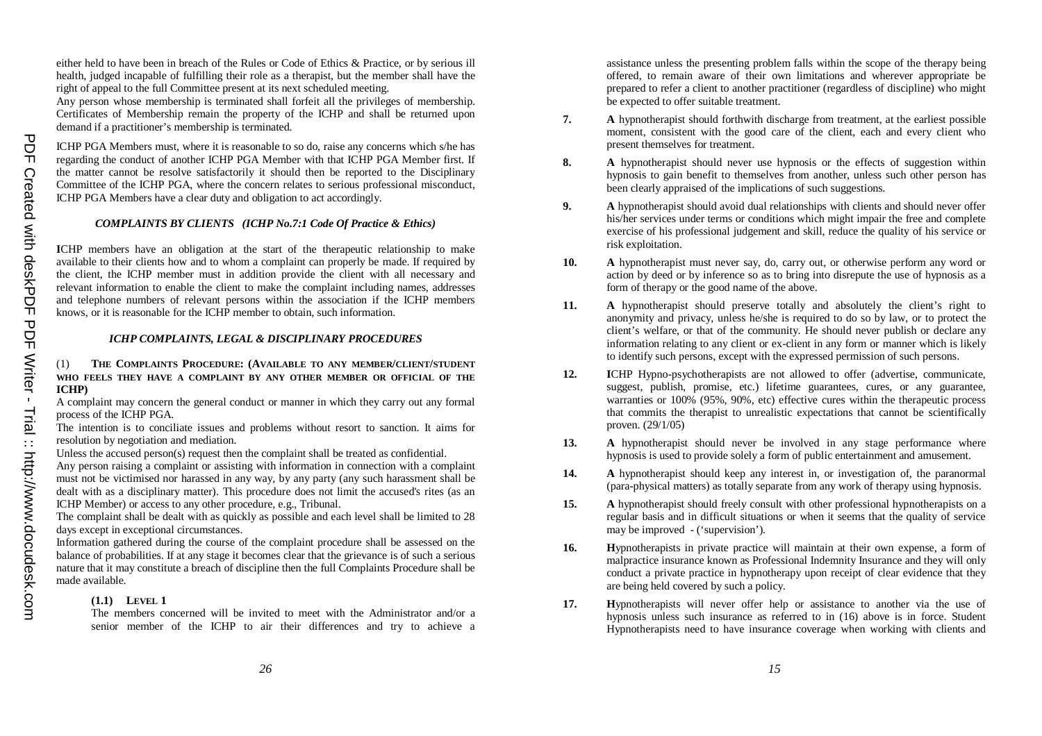either held to have been in breach of the Rules or Code of Ethics & Practice, or by serious ill health, judged incapable of fulfilling their role as a therapist, but the member shall have the right of appeal to the full Committee present at its next scheduled meeting.

Any person whose membership is terminated shall forfeit all the privileges of membership. Certificates of Membership remain the property of the ICHP and shall be returned upon demand if a practitioner's membership is terminated.

ICHP PGA Members must, where it is reasonable to so do, raise any concerns which s/he has regarding the conduct of another ICHP PGA Member with that ICHP PGA Member first. If the matter cannot be resolve satisfactorily it should then be reported to the Disciplinary Committee of the ICHP PGA, where the concern relates to serious professional misconduct, ICHP PGA Members have a clear duty and obligation to act accordingly.

### *COMPLAINTS BY CLIENTS (ICHP No.7:1 Code Of Practice & Ethics)*

**I**CHP members have an obligation at the start of the therapeutic relationship to make available to their clients how and to whom a complaint can properly be made. If required by the client, the ICHP member must in addition provide the client with all necessary and relevant information to enable the client to make the complaint including names, addresses and telephone numbers of relevant persons within the association if the ICHP members knows, or it is reasonable for the ICHP member to obtain, such information.

### *ICHP COMPLAINTS, LEGAL & DISCIPLINARY PROCEDURES*

(1) **THE COMPLAINTS PROCEDURE: (AVAILABLE TO ANY MEMBER/CLIENT/STUDENT WHO FEELS THEY HAVE A COMPLAINT BY ANY OTHER MEMBER OR OFFICIAL OF THE ICHP)**

A complaint may concern the general conduct or manner in which they carry out any formal process of the ICHP PGA.

The intention is to conciliate issues and problems without resort to sanction. It aims for resolution by negotiation and mediation.

Unless the accused person(s) request then the complaint shall be treated as confidential.

Any person raising a complaint or assisting with information in connection with a complaint must not be victimised nor harassed in any way, by any party (any such harassment shall be dealt with as a disciplinary matter). This procedure does not limit the accused's rites (as an ICHP Member) or access to any other procedure, e.g., Tribunal.

The complaint shall be dealt with as quickly as possible and each level shall be limited to 28 days except in exceptional circumstances.

Information gathered during the course of the complaint procedure shall be assessed on the balance of probabilities. If at any stage it becomes clear that the grievance is of such a serious nature that it may constitute a breach of discipline then the full Complaints Procedure shall be made available.

**(1.1) LEVEL 1**

The members concerned will be invited to meet with the Administrator and/or a senior member of the ICHP to air their differences and try to achieve a

assistance unless the presenting problem falls within the scope of the therapy being offered, to remain aware of their own limitations and wherever appropriate be prepared to refer a client to another practitioner (regardless of discipline) who might be expected to offer suitable treatment.

**7.** **A** hypnotherapist should forthwith discharge from treatment, at the earliest possible moment, consistent with the good care of the client, each and every client who present themselves for treatment.

**8.** **A** hypnotherapist should never use hypnosis or the effects of suggestion within hypnosis to gain benefit to themselves from another, unless such other person has been clearly appraised of the implications of such suggestions.

**9.** **A** hypnotherapist should avoid dual relationships with clients and should never offer his/her services under terms or conditions which might impair the free and complete exercise of his professional judgement and skill, reduce the quality of his service or risk exploitation.

**10.** **A** hypnotherapist must never say, do, carry out, or otherwise perform any word or action by deed or by inference so as to bring into disrepute the use of hypnosis as a form of therapy or the good name of the above.

**11.** **A** hypnotherapist should preserve totally and absolutely the client's right to anonymity and privacy, unless he/she is required to do so by law, or to protect the client's welfare, or that of the community. He should never publish or declare any information relating to any client or ex-client in any form or manner which is likely to identify such persons, except with the expressed permission of such persons.

**12.** **I**CHP Hypno-psychotherapists are not allowed to offer (advertise, communicate, suggest, publish, promise, etc.) lifetime guarantees, cures, or any guarantee, warranties or 100% (95%, 90%, etc) effective cures within the therapeutic process that commits the therapist to unrealistic expectations that cannot be scientifically proven. (29/1/05)

**13.** **A** hypnotherapist should never be involved in any stage performance where hypnosis is used to provide solely a form of public entertainment and amusement.

**14.** **A** hypnotherapist should keep any interest in, or investigation of, the paranormal (para-physical matters) as totally separate from any work of therapy using hypnosis.

**15.** **A** hypnotherapist should freely consult with other professional hypnotherapists on a regular basis and in difficult situations or when it seems that the quality of service may be improved - ('supervision').

**16.** **H**ypnotherapists in private practice will maintain at their own expense, a form of malpractice insurance known as Professional Indemnity Insurance and they will only conduct a private practice in hypnotherapy upon receipt of clear evidence that they are being held covered by such a policy.

**17.** **H**ypnotherapists will never offer help or assistance to another via the use of hypnosis unless such insurance as referred to in (16) above is in force. Student Hypnotherapists need to have insurance coverage when working with clients and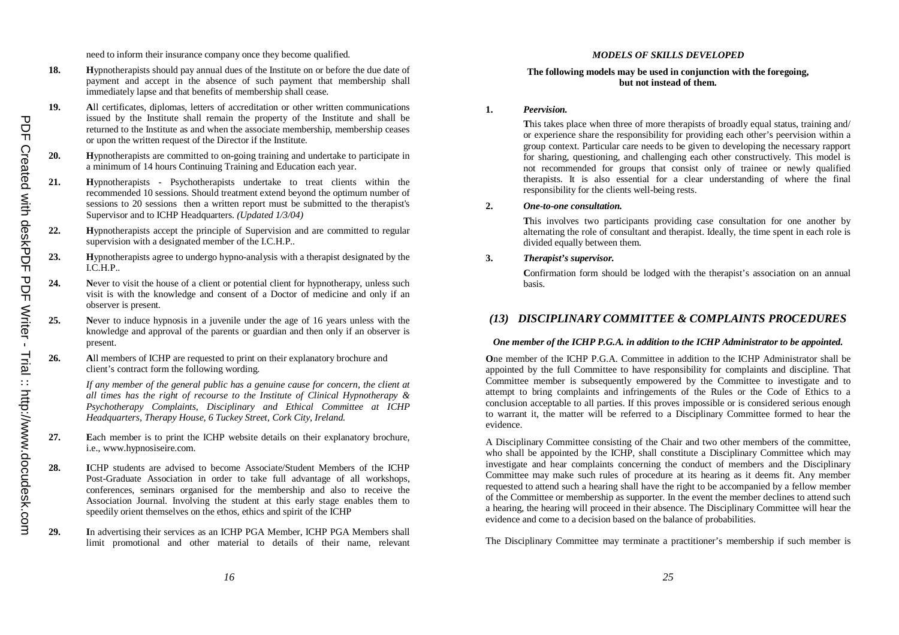need to inform their insurance company once they become qualified.

18. **H**ypnotherapists should pay annual dues of the Institute on or before the due date of payment and accept in the absence of such payment that membership shall immediately lapse and that benefits of membership shall cease.

19. **A**ll certificates, diplomas, letters of accreditation or other written communications issued by the Institute shall remain the property of the Institute and shall be returned to the Institute as and when the associate membership, membership ceases or upon the written request of the Director if the Institute.

20. **H**ypnotherapists are committed to on-going training and undertake to participate in a minimum of 14 hours Continuing Training and Education each year.

21. **H**ypnotherapists - Psychotherapists undertake to treat clients within the recommended 10 sessions. Should treatment extend beyond the optimum number of sessions to 20 sessions then a written report must be submitted to the therapist's Supervisor and to ICHP Headquarters. *(Updated 1/3/04)*

22. **H**ypnotherapists accept the principle of Supervision and are committed to regular supervision with a designated member of the I.C.H.P..

23. **H**ypnotherapists agree to undergo hypno-analysis with a therapist designated by the I.C.H.P..

24. **N**ever to visit the house of a client or potential client for hypnotherapy, unless such visit is with the knowledge and consent of a Doctor of medicine and only if an observer is present.

25. **N**ever to induce hypnosis in a juvenile under the age of 16 years unless with the knowledge and approval of the parents or guardian and then only if an observer is present.

26. **A**ll members of ICHP are requested to print on their explanatory brochure and client's contract form the following wording.

    *If any member of the general public has a genuine cause for concern, the client at all times has the right of recourse to the Institute of Clinical Hypnotherapy & Psychotherapy Complaints, Disciplinary and Ethical Committee at ICHP Headquarters, Therapy House, 6 Tuckey Street, Cork City, Ireland.*

27. **E**ach member is to print the ICHP website details on their explanatory brochure, i.e., www.hypnosiseire.com.

28. **I**CHP students are advised to become Associate/Student Members of the ICHP Post-Graduate Association in order to take full advantage of all workshops, conferences, seminars organised for the membership and also to receive the Association Journal. Involving the student at this early stage enables them to speedily orient themselves on the ethos, ethics and spirit of the ICHP

29. **I**n advertising their services as an ICHP PGA Member, ICHP PGA Members shall limit promotional and other material to details of their name, relevant

### *MODELS OF SKILLS DEVELOPED*

**The following models may be used in conjunction with the foregoing, but not instead of them.**

1. ***Peervision.***

   **T**his takes place when three of more therapists of broadly equal status, training and/ or experience share the responsibility for providing each other's peervision within a group context. Particular care needs to be given to developing the necessary rapport for sharing, questioning, and challenging each other constructively. This model is not recommended for groups that consist only of trainee or newly qualified therapists. It is also essential for a clear understanding of where the final responsibility for the clients well-being rests.

2. ***One-to-one consultation.***

   **T**his involves two participants providing case consultation for one another by alternating the role of consultant and therapist. Ideally, the time spent in each role is divided equally between them.

3. ***Therapist's supervisor.***

   **C**onfirmation form should be lodged with the therapist's association on an annual basis.

## *(13) DISCIPLINARY COMMITTEE & COMPLAINTS PROCEDURES*

***One member of the ICHP P.G.A. in addition to the ICHP Administrator to be appointed.***

**O**ne member of the ICHP P.G.A. Committee in addition to the ICHP Administrator shall be appointed by the full Committee to have responsibility for complaints and discipline. That Committee member is subsequently empowered by the Committee to investigate and to attempt to bring complaints and infringements of the Rules or the Code of Ethics to a conclusion acceptable to all parties. If this proves impossible or is considered serious enough to warrant it, the matter will be referred to a Disciplinary Committee formed to hear the evidence.

A Disciplinary Committee consisting of the Chair and two other members of the committee, who shall be appointed by the ICHP, shall constitute a Disciplinary Committee which may investigate and hear complaints concerning the conduct of members and the Disciplinary Committee may make such rules of procedure at its hearing as it deems fit. Any member requested to attend such a hearing shall have the right to be accompanied by a fellow member of the Committee or membership as supporter. In the event the member declines to attend such a hearing, the hearing will proceed in their absence. The Disciplinary Committee will hear the evidence and come to a decision based on the balance of probabilities.

The Disciplinary Committee may terminate a practitioner's membership if such member is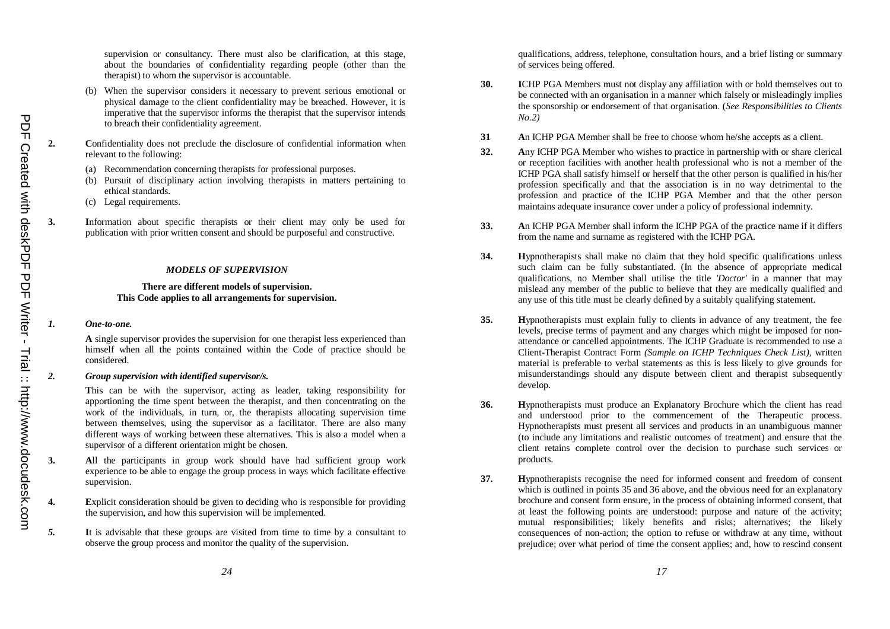supervision or consultancy. There must also be clarification, at this stage, about the boundaries of confidentiality regarding people (other than the therapist) to whom the supervisor is accountable.

(b) When the supervisor considers it necessary to prevent serious emotional or physical damage to the client confidentiality may be breached. However, it is imperative that the supervisor informs the therapist that the supervisor intends to breach their confidentiality agreement.

**2.** **C**onfidentiality does not preclude the disclosure of confidential information when relevant to the following:

(a) Recommendation concerning therapists for professional purposes.
(b) Pursuit of disciplinary action involving therapists in matters pertaining to ethical standards.
(c) Legal requirements.

**3.** **I**nformation about specific therapists or their client may only be used for publication with prior written consent and should be purposeful and constructive.

### *MODELS OF SUPERVISION*

**There are different models of supervision.**
**This Code applies to all arrangements for supervision.**

***1. One-to-one.***

**A** single supervisor provides the supervision for one therapist less experienced than himself when all the points contained within the Code of practice should be considered.

***2. Group supervision with identified supervisor/s.***

**T**his can be with the supervisor, acting as leader, taking responsibility for apportioning the time spent between the therapist, and then concentrating on the work of the individuals, in turn, or, the therapists allocating supervision time between themselves, using the supervisor as a facilitator. There are also many different ways of working between these alternatives. This is also a model when a supervisor of a different orientation might be chosen.

**3.** **A**ll the participants in group work should have had sufficient group work experience to be able to engage the group process in ways which facilitate effective supervision.

**4.** **E**xplicit consideration should be given to deciding who is responsible for providing the supervision, and how this supervision will be implemented.

***5.*** **I**t is advisable that these groups are visited from time to time by a consultant to observe the group process and monitor the quality of the supervision.

qualifications, address, telephone, consultation hours, and a brief listing or summary of services being offered.

**30.** **I**CHP PGA Members must not display any affiliation with or hold themselves out to be connected with an organisation in a manner which falsely or misleadingly implies the sponsorship or endorsement of that organisation. (*See Responsibilities to Clients No.2)*

**31** **A**n ICHP PGA Member shall be free to choose whom he/she accepts as a client.

**32.** **A**ny ICHP PGA Member who wishes to practice in partnership with or share clerical or reception facilities with another health professional who is not a member of the ICHP PGA shall satisfy himself or herself that the other person is qualified in his/her profession specifically and that the association is in no way detrimental to the profession and practice of the ICHP PGA Member and that the other person maintains adequate insurance cover under a policy of professional indemnity.

**33.** **A**n ICHP PGA Member shall inform the ICHP PGA of the practice name if it differs from the name and surname as registered with the ICHP PGA.

**34.** **H**ypnotherapists shall make no claim that they hold specific qualifications unless such claim can be fully substantiated. (In the absence of appropriate medical qualifications, no Member shall utilise the title *'Doctor'* in a manner that may mislead any member of the public to believe that they are medically qualified and any use of this title must be clearly defined by a suitably qualifying statement.

**35.** **H**ypnotherapists must explain fully to clients in advance of any treatment, the fee levels, precise terms of payment and any charges which might be imposed for non-attendance or cancelled appointments. The ICHP Graduate is recommended to use a Client-Therapist Contract Form *(Sample on ICHP Techniques Check List),* written material is preferable to verbal statements as this is less likely to give grounds for misunderstandings should any dispute between client and therapist subsequently develop.

**36.** **H**ypnotherapists must produce an Explanatory Brochure which the client has read and understood prior to the commencement of the Therapeutic process. Hypnotherapists must present all services and products in an unambiguous manner (to include any limitations and realistic outcomes of treatment) and ensure that the client retains complete control over the decision to purchase such services or products.

**37.** **H**ypnotherapists recognise the need for informed consent and freedom of consent which is outlined in points 35 and 36 above, and the obvious need for an explanatory brochure and consent form ensure, in the process of obtaining informed consent, that at least the following points are understood: purpose and nature of the activity; mutual responsibilities; likely benefits and risks; alternatives; the likely consequences of non-action; the option to refuse or withdraw at any time, without prejudice; over what period of time the consent applies; and, how to rescind consent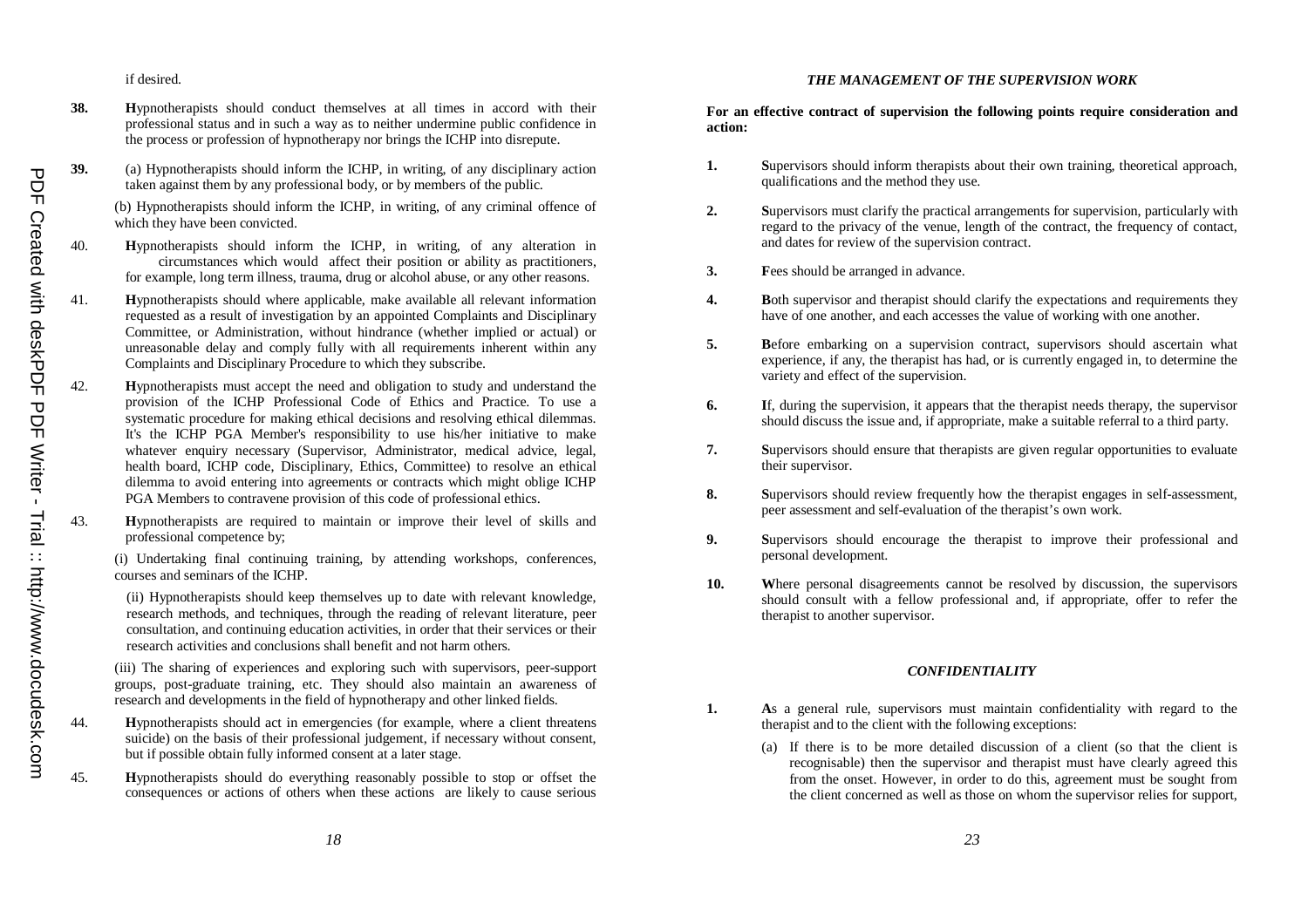if desired.

**38.** **H**ypnotherapists should conduct themselves at all times in accord with their professional status and in such a way as to neither undermine public confidence in the process or profession of hypnotherapy nor brings the ICHP into disrepute.

**39.** (a) Hypnotherapists should inform the ICHP, in writing, of any disciplinary action taken against them by any professional body, or by members of the public.

(b) Hypnotherapists should inform the ICHP, in writing, of any criminal offence of which they have been convicted.

40. **H**ypnotherapists should inform the ICHP, in writing, of any alteration in circumstances which would affect their position or ability as practitioners, for example, long term illness, trauma, drug or alcohol abuse, or any other reasons.

41. **H**ypnotherapists should where applicable, make available all relevant information requested as a result of investigation by an appointed Complaints and Disciplinary Committee, or Administration, without hindrance (whether implied or actual) or unreasonable delay and comply fully with all requirements inherent within any Complaints and Disciplinary Procedure to which they subscribe.

42. **H**ypnotherapists must accept the need and obligation to study and understand the provision of the ICHP Professional Code of Ethics and Practice. To use a systematic procedure for making ethical decisions and resolving ethical dilemmas. It's the ICHP PGA Member's responsibility to use his/her initiative to make whatever enquiry necessary (Supervisor, Administrator, medical advice, legal, health board, ICHP code, Disciplinary, Ethics, Committee) to resolve an ethical dilemma to avoid entering into agreements or contracts which might oblige ICHP PGA Members to contravene provision of this code of professional ethics.

43. **H**ypnotherapists are required to maintain or improve their level of skills and professional competence by;

(i) Undertaking final continuing training, by attending workshops, conferences, courses and seminars of the ICHP.

(ii) Hypnotherapists should keep themselves up to date with relevant knowledge, research methods, and techniques, through the reading of relevant literature, peer consultation, and continuing education activities, in order that their services or their research activities and conclusions shall benefit and not harm others.

(iii) The sharing of experiences and exploring such with supervisors, peer-support groups, post-graduate training, etc. They should also maintain an awareness of research and developments in the field of hypnotherapy and other linked fields.

44. **H**ypnotherapists should act in emergencies (for example, where a client threatens suicide) on the basis of their professional judgement, if necessary without consent, but if possible obtain fully informed consent at a later stage.

45. **H**ypnotherapists should do everything reasonably possible to stop or offset the consequences or actions of others when these actions are likely to cause serious

### *THE MANAGEMENT OF THE SUPERVISION WORK*

**For an effective contract of supervision the following points require consideration and action:**

**1.** **S**upervisors should inform therapists about their own training, theoretical approach, qualifications and the method they use.

**2.** **S**upervisors must clarify the practical arrangements for supervision, particularly with regard to the privacy of the venue, length of the contract, the frequency of contact, and dates for review of the supervision contract.

**3.** **F**ees should be arranged in advance.

**4.** **B**oth supervisor and therapist should clarify the expectations and requirements they have of one another, and each accesses the value of working with one another.

**5.** **B**efore embarking on a supervision contract, supervisors should ascertain what experience, if any, the therapist has had, or is currently engaged in, to determine the variety and effect of the supervision.

**6.** **I**f, during the supervision, it appears that the therapist needs therapy, the supervisor should discuss the issue and, if appropriate, make a suitable referral to a third party.

**7.** **S**upervisors should ensure that therapists are given regular opportunities to evaluate their supervisor.

**8.** **S**upervisors should review frequently how the therapist engages in self-assessment, peer assessment and self-evaluation of the therapist's own work.

**9.** **S**upervisors should encourage the therapist to improve their professional and personal development.

**10.** **W**here personal disagreements cannot be resolved by discussion, the supervisors should consult with a fellow professional and, if appropriate, offer to refer the therapist to another supervisor.

### *CONFIDENTIALITY*

**1.** **A**s a general rule, supervisors must maintain confidentiality with regard to the therapist and to the client with the following exceptions:

(a) If there is to be more detailed discussion of a client (so that the client is recognisable) then the supervisor and therapist must have clearly agreed this from the onset. However, in order to do this, agreement must be sought from the client concerned as well as those on whom the supervisor relies for support,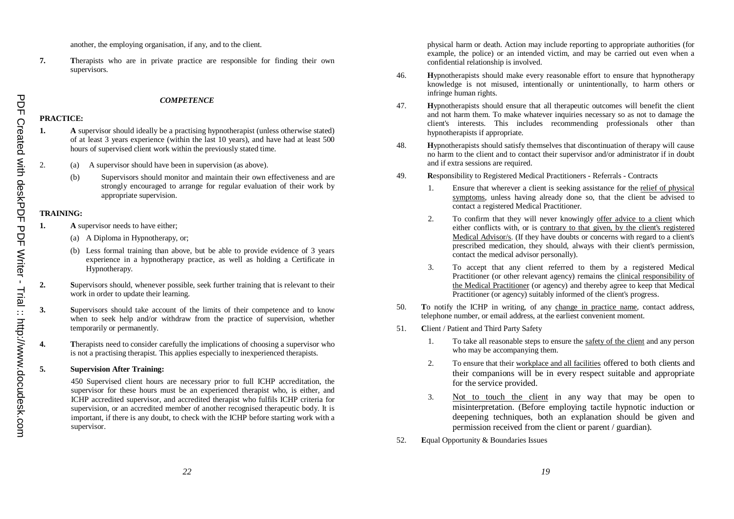another, the employing organisation, if any, and to the client.

**7.** **T**herapists who are in private practice are responsible for finding their own supervisors.

### *COMPETENCE*

**PRACTICE:**

**1.** **A** supervisor should ideally be a practising hypnotherapist (unless otherwise stated) of at least 3 years experience (within the last 10 years), and have had at least 500 hours of supervised client work within the previously stated time.

2. (a) A supervisor should have been in supervision (as above).

   (b) Supervisors should monitor and maintain their own effectiveness and are strongly encouraged to arrange for regular evaluation of their work by appropriate supervision.

**TRAINING:**

**1.** **A** supervisor needs to have either;

   (a) A Diploma in Hypnotherapy, or;

   (b) Less formal training than above, but be able to provide evidence of 3 years experience in a hypnotherapy practice, as well as holding a Certificate in Hypnotherapy.

**2.** **S**upervisors should, whenever possible, seek further training that is relevant to their work in order to update their learning.

**3.** **S**upervisors should take account of the limits of their competence and to know when to seek help and/or withdraw from the practice of supervision, whether temporarily or permanently.

**4.** **T**herapists need to consider carefully the implications of choosing a supervisor who is not a practising therapist. This applies especially to inexperienced therapists.

**5.** **Supervision After Training:**

450 Supervised client hours are necessary prior to full ICHP accreditation, the supervisor for these hours must be an experienced therapist who, is either, and ICHP accredited supervisor, and accredited therapist who fulfils ICHP criteria for supervision, or an accredited member of another recognised therapeutic body. It is important, if there is any doubt, to check with the ICHP before starting work with a supervisor.

physical harm or death. Action may include reporting to appropriate authorities (for example, the police) or an intended victim, and may be carried out even when a confidential relationship is involved.

46. **H**ypnotherapists should make every reasonable effort to ensure that hypnotherapy knowledge is not misused, intentionally or unintentionally, to harm others or infringe human rights.

47. **H**ypnotherapists should ensure that all therapeutic outcomes will benefit the client and not harm them. To make whatever inquiries necessary so as not to damage the client's interests. This includes recommending professionals other than hypnotherapists if appropriate.

48. **H**ypnotherapists should satisfy themselves that discontinuation of therapy will cause no harm to the client and to contact their supervisor and/or administrator if in doubt and if extra sessions are required.

49. **R**esponsibility to Registered Medical Practitioners - Referrals - Contracts

   1. Ensure that wherever a client is seeking assistance for the relief of physical symptoms, unless having already done so, that the client be advised to contact a registered Medical Practitioner.

   2. To confirm that they will never knowingly offer advice to a client which either conflicts with, or is contrary to that given, by the client's registered Medical Advisor/s. (If they have doubts or concerns with regard to a client's prescribed medication, they should, always with their client's permission, contact the medical advisor personally).

   3. To accept that any client referred to them by a registered Medical Practitioner (or other relevant agency) remains the clinical responsibility of the Medical Practitioner (or agency) and thereby agree to keep that Medical Practitioner (or agency) suitably informed of the client's progress.

50. **T**o notify the ICHP in writing, of any change in practice name, contact address, telephone number, or email address, at the earliest convenient moment.

51. **C**lient / Patient and Third Party Safety

   1. To take all reasonable steps to ensure the safety of the client and any person who may be accompanying them.

   2. To ensure that their workplace and all facilities offered to both clients and their companions will be in every respect suitable and appropriate for the service provided.

   3. Not to touch the client in any way that may be open to misinterpretation. (Before employing tactile hypnotic induction or deepening techniques, both an explanation should be given and permission received from the client or parent / guardian).

52. **E**qual Opportunity & Boundaries Issues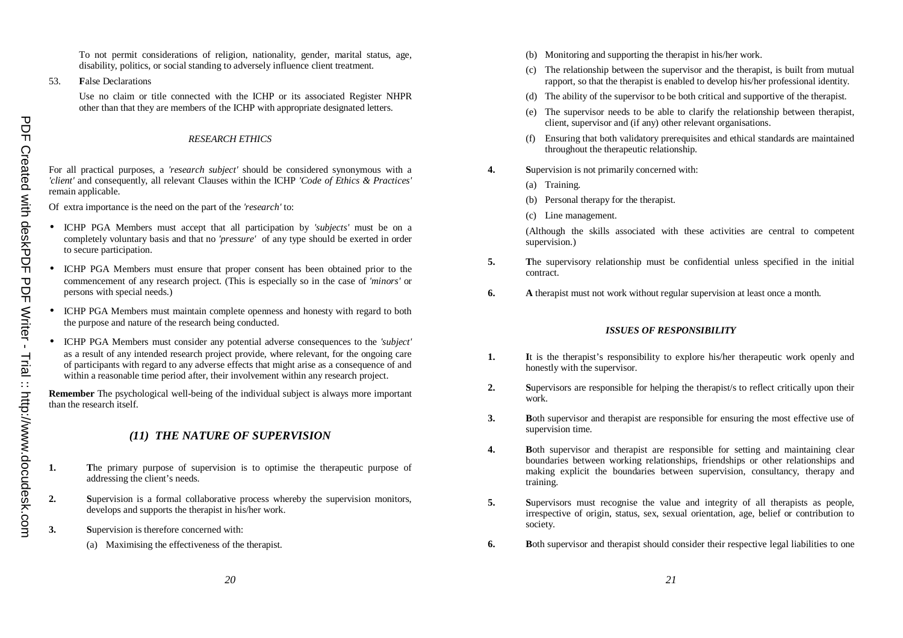To not permit considerations of religion, nationality, gender, marital status, age, disability, politics, or social standing to adversely influence client treatment.

53. **F**alse Declarations

Use no claim or title connected with the ICHP or its associated Register NHPR other than that they are members of the ICHP with appropriate designated letters.

*RESEARCH ETHICS*

For all practical purposes, a *'research subject'* should be considered synonymous with a *'client'* and consequently, all relevant Clauses within the ICHP *'Code of Ethics & Practices'* remain applicable.

Of extra importance is the need on the part of the *'research'* to:

- ICHP PGA Members must accept that all participation by *'subjects'* must be on a completely voluntary basis and that no *'pressure'* of any type should be exerted in order to secure participation.
- ICHP PGA Members must ensure that proper consent has been obtained prior to the commencement of any research project. (This is especially so in the case of *'minors'* or persons with special needs.)
- ICHP PGA Members must maintain complete openness and honesty with regard to both the purpose and nature of the research being conducted.
- ICHP PGA Members must consider any potential adverse consequences to the *'subject'* as a result of any intended research project provide, where relevant, for the ongoing care of participants with regard to any adverse effects that might arise as a consequence of and within a reasonable time period after, their involvement within any research project.

**Remember** The psychological well-being of the individual subject is always more important than the research itself.

## *(11) THE NATURE OF SUPERVISION*

**1.** **T**he primary purpose of supervision is to optimise the therapeutic purpose of addressing the client's needs.

**2.** **S**upervision is a formal collaborative process whereby the supervision monitors, develops and supports the therapist in his/her work.

**3.** **S**upervision is therefore concerned with:

(a) Maximising the effectiveness of the therapist.

(b) Monitoring and supporting the therapist in his/her work.

(c) The relationship between the supervisor and the therapist, is built from mutual rapport, so that the therapist is enabled to develop his/her professional identity.

(d) The ability of the supervisor to be both critical and supportive of the therapist.

(e) The supervisor needs to be able to clarify the relationship between therapist, client, supervisor and (if any) other relevant organisations.

(f) Ensuring that both validatory prerequisites and ethical standards are maintained throughout the therapeutic relationship.

**4.** **S**upervision is not primarily concerned with:

(a) Training.

(b) Personal therapy for the therapist.

(c) Line management.

(Although the skills associated with these activities are central to competent supervision.)

**5.** **T**he supervisory relationship must be confidential unless specified in the initial contract.

**6.** **A** therapist must not work without regular supervision at least once a month.

***ISSUES OF RESPONSIBILITY***

**1.** **I**t is the therapist's responsibility to explore his/her therapeutic work openly and honestly with the supervisor.

**2.** **S**upervisors are responsible for helping the therapist/s to reflect critically upon their work.

**3.** **B**oth supervisor and therapist are responsible for ensuring the most effective use of supervision time.

**4.** **B**oth supervisor and therapist are responsible for setting and maintaining clear boundaries between working relationships, friendships or other relationships and making explicit the boundaries between supervision, consultancy, therapy and training.

**5.** **S**upervisors must recognise the value and integrity of all therapists as people, irrespective of origin, status, sex, sexual orientation, age, belief or contribution to society.

**6.** **B**oth supervisor and therapist should consider their respective legal liabilities to one